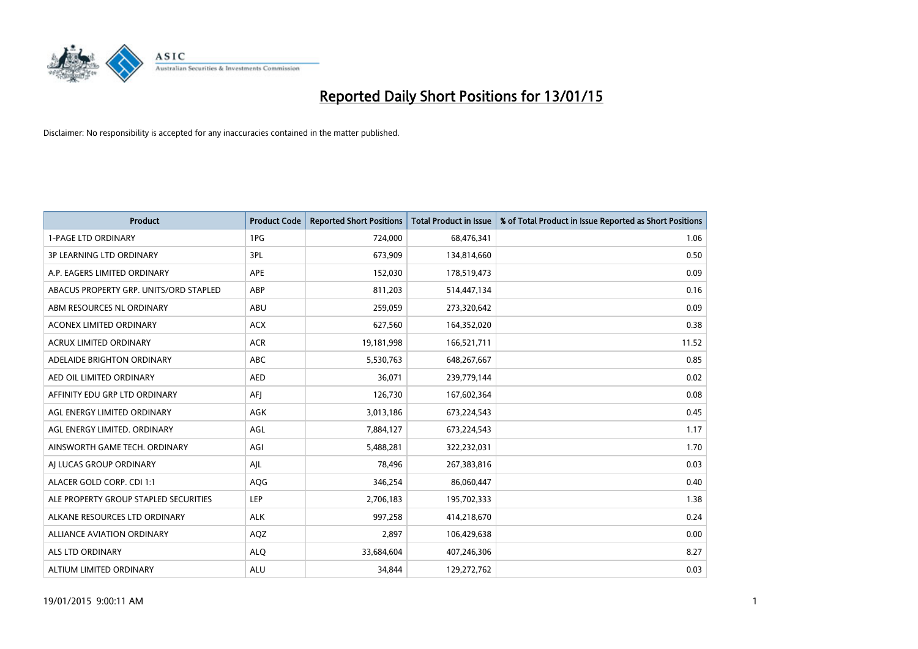# Reported Daily Short Positions for 13/01/15

Disclaimer: No responsibility is accepted for any inaccuracies contained in the matter published.

| Product | Product Code | Reported Short Positions | Total Product in Issue | % of Total Product in Issue Reported as Short Positions |
|---|---|---|---|---|
| 1-PAGE LTD ORDINARY | 1PG | 724,000 | 68,476,341 | 1.06 |
| 3P LEARNING LTD ORDINARY | 3PL | 673,909 | 134,814,660 | 0.50 |
| A.P. EAGERS LIMITED ORDINARY | APE | 152,030 | 178,519,473 | 0.09 |
| ABACUS PROPERTY GRP. UNITS/ORD STAPLED | ABP | 811,203 | 514,447,134 | 0.16 |
| ABM RESOURCES NL ORDINARY | ABU | 259,059 | 273,320,642 | 0.09 |
| ACONEX LIMITED ORDINARY | ACX | 627,560 | 164,352,020 | 0.38 |
| ACRUX LIMITED ORDINARY | ACR | 19,181,998 | 166,521,711 | 11.52 |
| ADELAIDE BRIGHTON ORDINARY | ABC | 5,530,763 | 648,267,667 | 0.85 |
| AED OIL LIMITED ORDINARY | AED | 36,071 | 239,779,144 | 0.02 |
| AFFINITY EDU GRP LTD ORDINARY | AFJ | 126,730 | 167,602,364 | 0.08 |
| AGL ENERGY LIMITED ORDINARY | AGK | 3,013,186 | 673,224,543 | 0.45 |
| AGL ENERGY LIMITED. ORDINARY | AGL | 7,884,127 | 673,224,543 | 1.17 |
| AINSWORTH GAME TECH. ORDINARY | AGI | 5,488,281 | 322,232,031 | 1.70 |
| AJ LUCAS GROUP ORDINARY | AJL | 78,496 | 267,383,816 | 0.03 |
| ALACER GOLD CORP. CDI 1:1 | AQG | 346,254 | 86,060,447 | 0.40 |
| ALE PROPERTY GROUP STAPLED SECURITIES | LEP | 2,706,183 | 195,702,333 | 1.38 |
| ALKANE RESOURCES LTD ORDINARY | ALK | 997,258 | 414,218,670 | 0.24 |
| ALLIANCE AVIATION ORDINARY | AQZ | 2,897 | 106,429,638 | 0.00 |
| ALS LTD ORDINARY | ALQ | 33,684,604 | 407,246,306 | 8.27 |
| ALTIUM LIMITED ORDINARY | ALU | 34,844 | 129,272,762 | 0.03 |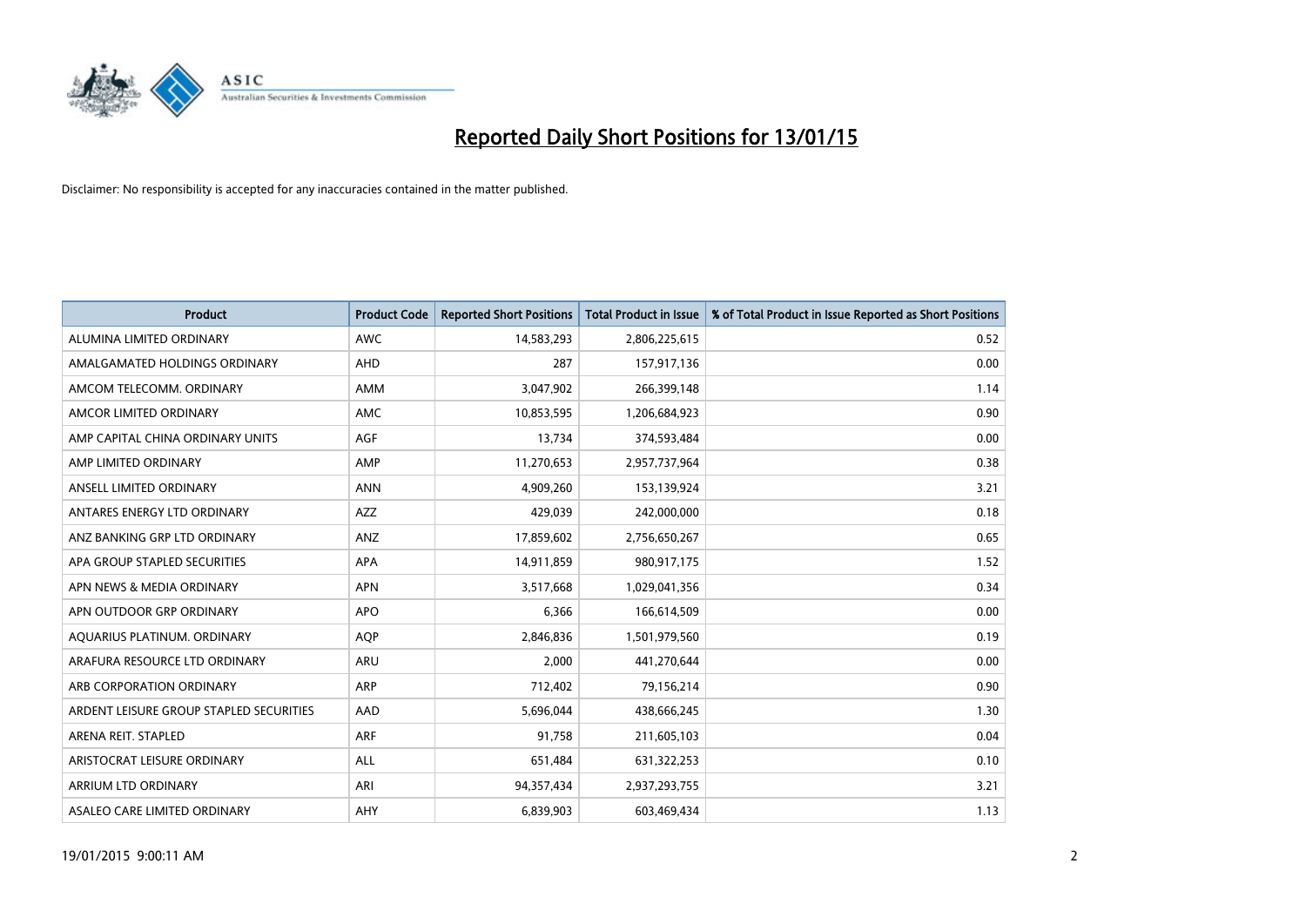# Reported Daily Short Positions for 13/01/15

Disclaimer: No responsibility is accepted for any inaccuracies contained in the matter published.

| Product | Product Code | Reported Short Positions | Total Product in Issue | % of Total Product in Issue Reported as Short Positions |
|---|---|---|---|---|
| ALUMINA LIMITED ORDINARY | AWC | 14,583,293 | 2,806,225,615 | 0.52 |
| AMALGAMATED HOLDINGS ORDINARY | AHD | 287 | 157,917,136 | 0.00 |
| AMCOM TELECOMM. ORDINARY | AMM | 3,047,902 | 266,399,148 | 1.14 |
| AMCOR LIMITED ORDINARY | AMC | 10,853,595 | 1,206,684,923 | 0.90 |
| AMP CAPITAL CHINA ORDINARY UNITS | AGF | 13,734 | 374,593,484 | 0.00 |
| AMP LIMITED ORDINARY | AMP | 11,270,653 | 2,957,737,964 | 0.38 |
| ANSELL LIMITED ORDINARY | ANN | 4,909,260 | 153,139,924 | 3.21 |
| ANTARES ENERGY LTD ORDINARY | AZZ | 429,039 | 242,000,000 | 0.18 |
| ANZ BANKING GRP LTD ORDINARY | ANZ | 17,859,602 | 2,756,650,267 | 0.65 |
| APA GROUP STAPLED SECURITIES | APA | 14,911,859 | 980,917,175 | 1.52 |
| APN NEWS & MEDIA ORDINARY | APN | 3,517,668 | 1,029,041,356 | 0.34 |
| APN OUTDOOR GRP ORDINARY | APO | 6,366 | 166,614,509 | 0.00 |
| AQUARIUS PLATINUM. ORDINARY | AQP | 2,846,836 | 1,501,979,560 | 0.19 |
| ARAFURA RESOURCE LTD ORDINARY | ARU | 2,000 | 441,270,644 | 0.00 |
| ARB CORPORATION ORDINARY | ARP | 712,402 | 79,156,214 | 0.90 |
| ARDENT LEISURE GROUP STAPLED SECURITIES | AAD | 5,696,044 | 438,666,245 | 1.30 |
| ARENA REIT. STAPLED | ARF | 91,758 | 211,605,103 | 0.04 |
| ARISTOCRAT LEISURE ORDINARY | ALL | 651,484 | 631,322,253 | 0.10 |
| ARRIUM LTD ORDINARY | ARI | 94,357,434 | 2,937,293,755 | 3.21 |
| ASALEO CARE LIMITED ORDINARY | AHY | 6,839,903 | 603,469,434 | 1.13 |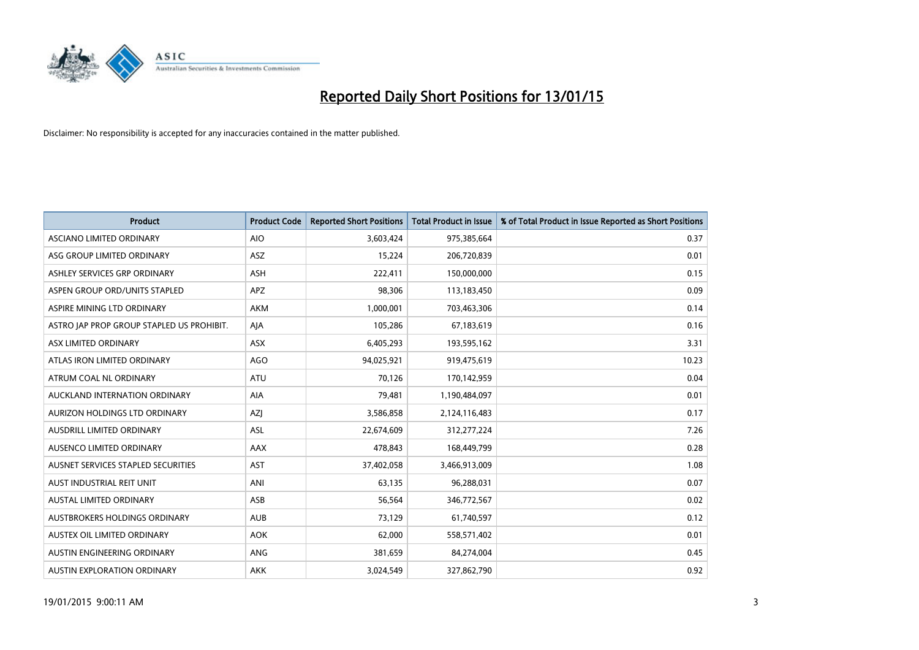# Reported Daily Short Positions for 13/01/15

Disclaimer: No responsibility is accepted for any inaccuracies contained in the matter published.

| Product | Product Code | Reported Short Positions | Total Product in Issue | % of Total Product in Issue Reported as Short Positions |
|---|---|---|---|---|
| ASCIANO LIMITED ORDINARY | AIO | 3,603,424 | 975,385,664 | 0.37 |
| ASG GROUP LIMITED ORDINARY | ASZ | 15,224 | 206,720,839 | 0.01 |
| ASHLEY SERVICES GRP ORDINARY | ASH | 222,411 | 150,000,000 | 0.15 |
| ASPEN GROUP ORD/UNITS STAPLED | APZ | 98,306 | 113,183,450 | 0.09 |
| ASPIRE MINING LTD ORDINARY | AKM | 1,000,001 | 703,463,306 | 0.14 |
| ASTRO JAP PROP GROUP STAPLED US PROHIBIT. | AJA | 105,286 | 67,183,619 | 0.16 |
| ASX LIMITED ORDINARY | ASX | 6,405,293 | 193,595,162 | 3.31 |
| ATLAS IRON LIMITED ORDINARY | AGO | 94,025,921 | 919,475,619 | 10.23 |
| ATRUM COAL NL ORDINARY | ATU | 70,126 | 170,142,959 | 0.04 |
| AUCKLAND INTERNATION ORDINARY | AIA | 79,481 | 1,190,484,097 | 0.01 |
| AURIZON HOLDINGS LTD ORDINARY | AZJ | 3,586,858 | 2,124,116,483 | 0.17 |
| AUSDRILL LIMITED ORDINARY | ASL | 22,674,609 | 312,277,224 | 7.26 |
| AUSENCO LIMITED ORDINARY | AAX | 478,843 | 168,449,799 | 0.28 |
| AUSNET SERVICES STAPLED SECURITIES | AST | 37,402,058 | 3,466,913,009 | 1.08 |
| AUST INDUSTRIAL REIT UNIT | ANI | 63,135 | 96,288,031 | 0.07 |
| AUSTAL LIMITED ORDINARY | ASB | 56,564 | 346,772,567 | 0.02 |
| AUSTBROKERS HOLDINGS ORDINARY | AUB | 73,129 | 61,740,597 | 0.12 |
| AUSTEX OIL LIMITED ORDINARY | AOK | 62,000 | 558,571,402 | 0.01 |
| AUSTIN ENGINEERING ORDINARY | ANG | 381,659 | 84,274,004 | 0.45 |
| AUSTIN EXPLORATION ORDINARY | AKK | 3,024,549 | 327,862,790 | 0.92 |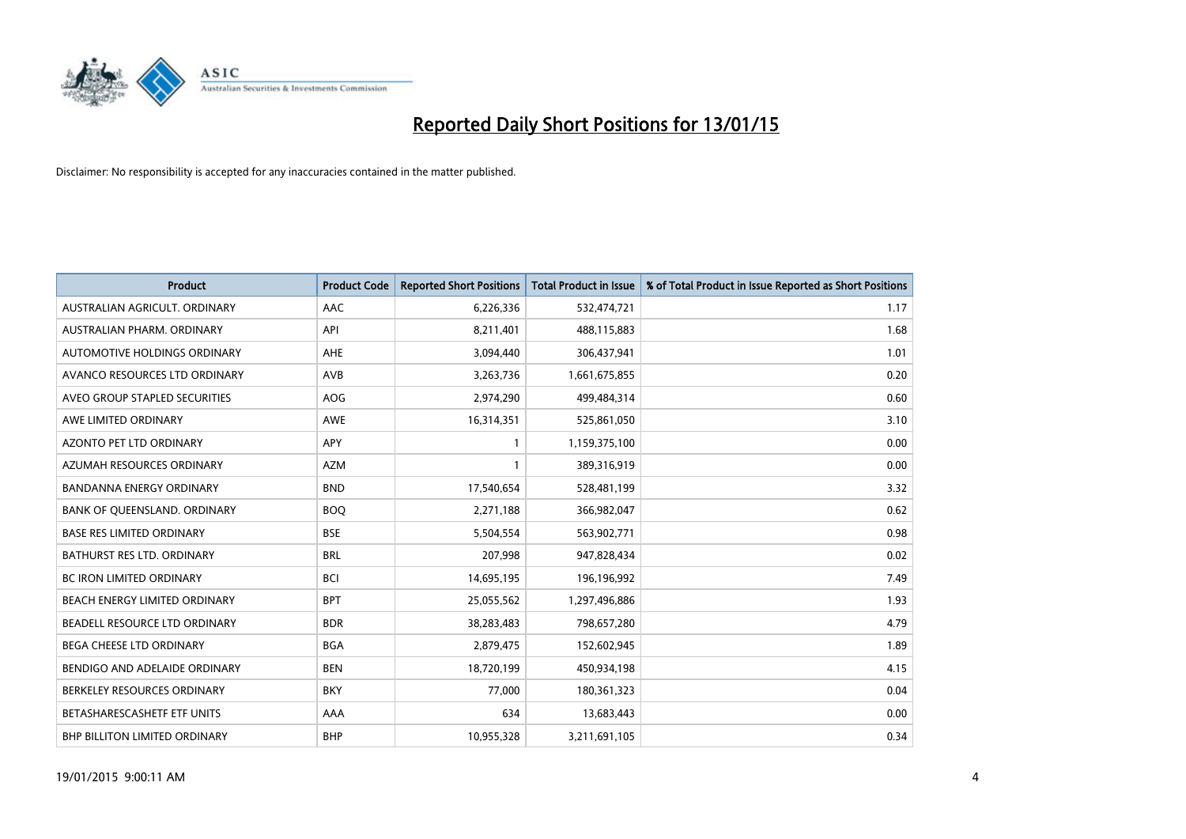# Reported Daily Short Positions for 13/01/15

Disclaimer: No responsibility is accepted for any inaccuracies contained in the matter published.

| Product | Product Code | Reported Short Positions | Total Product in Issue | % of Total Product in Issue Reported as Short Positions |
|---|---|---|---|---|
| AUSTRALIAN AGRICULT. ORDINARY | AAC | 6,226,336 | 532,474,721 | 1.17 |
| AUSTRALIAN PHARM. ORDINARY | API | 8,211,401 | 488,115,883 | 1.68 |
| AUTOMOTIVE HOLDINGS ORDINARY | AHE | 3,094,440 | 306,437,941 | 1.01 |
| AVANCO RESOURCES LTD ORDINARY | AVB | 3,263,736 | 1,661,675,855 | 0.20 |
| AVEO GROUP STAPLED SECURITIES | AOG | 2,974,290 | 499,484,314 | 0.60 |
| AWE LIMITED ORDINARY | AWE | 16,314,351 | 525,861,050 | 3.10 |
| AZONTO PET LTD ORDINARY | APY | 1 | 1,159,375,100 | 0.00 |
| AZUMAH RESOURCES ORDINARY | AZM | 1 | 389,316,919 | 0.00 |
| BANDANNA ENERGY ORDINARY | BND | 17,540,654 | 528,481,199 | 3.32 |
| BANK OF QUEENSLAND. ORDINARY | BOQ | 2,271,188 | 366,982,047 | 0.62 |
| BASE RES LIMITED ORDINARY | BSE | 5,504,554 | 563,902,771 | 0.98 |
| BATHURST RES LTD. ORDINARY | BRL | 207,998 | 947,828,434 | 0.02 |
| BC IRON LIMITED ORDINARY | BCI | 14,695,195 | 196,196,992 | 7.49 |
| BEACH ENERGY LIMITED ORDINARY | BPT | 25,055,562 | 1,297,496,886 | 1.93 |
| BEADELL RESOURCE LTD ORDINARY | BDR | 38,283,483 | 798,657,280 | 4.79 |
| BEGA CHEESE LTD ORDINARY | BGA | 2,879,475 | 152,602,945 | 1.89 |
| BENDIGO AND ADELAIDE ORDINARY | BEN | 18,720,199 | 450,934,198 | 4.15 |
| BERKELEY RESOURCES ORDINARY | BKY | 77,000 | 180,361,323 | 0.04 |
| BETASHARESCASHETF ETF UNITS | AAA | 634 | 13,683,443 | 0.00 |
| BHP BILLITON LIMITED ORDINARY | BHP | 10,955,328 | 3,211,691,105 | 0.34 |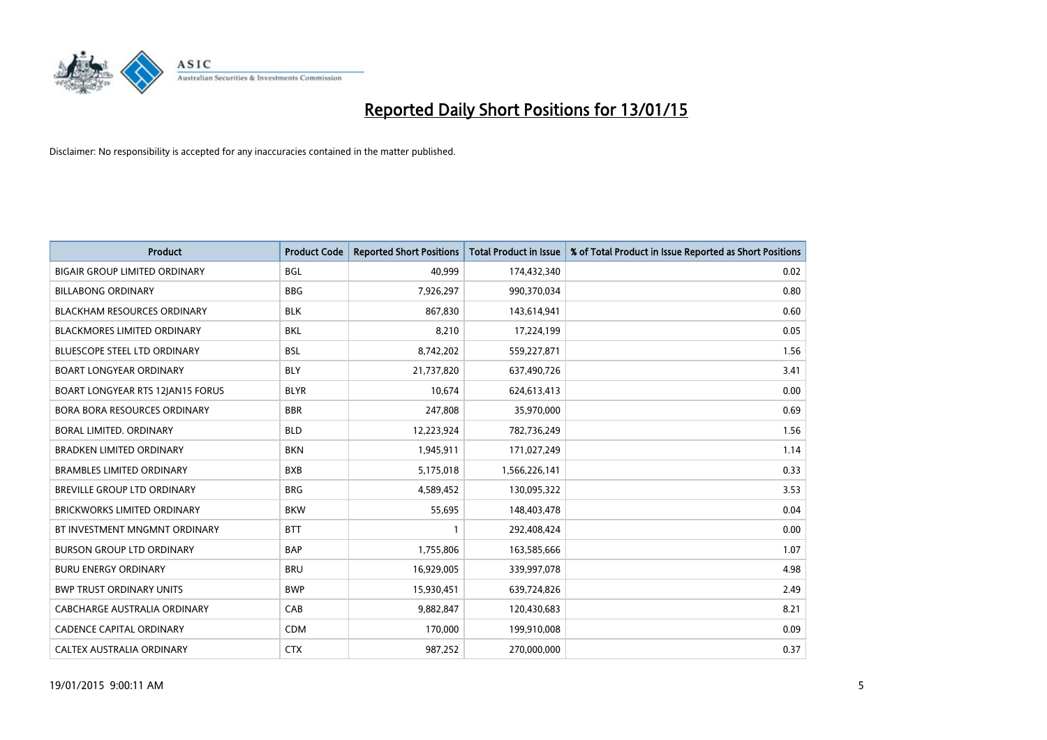# Reported Daily Short Positions for 13/01/15

Disclaimer: No responsibility is accepted for any inaccuracies contained in the matter published.

| Product | Product Code | Reported Short Positions | Total Product in Issue | % of Total Product in Issue Reported as Short Positions |
|---|---|---|---|---|
| BIGAIR GROUP LIMITED ORDINARY | BGL | 40,999 | 174,432,340 | 0.02 |
| BILLABONG ORDINARY | BBG | 7,926,297 | 990,370,034 | 0.80 |
| BLACKHAM RESOURCES ORDINARY | BLK | 867,830 | 143,614,941 | 0.60 |
| BLACKMORES LIMITED ORDINARY | BKL | 8,210 | 17,224,199 | 0.05 |
| BLUESCOPE STEEL LTD ORDINARY | BSL | 8,742,202 | 559,227,871 | 1.56 |
| BOART LONGYEAR ORDINARY | BLY | 21,737,820 | 637,490,726 | 3.41 |
| BOART LONGYEAR RTS 12JAN15 FORUS | BLYR | 10,674 | 624,613,413 | 0.00 |
| BORA BORA RESOURCES ORDINARY | BBR | 247,808 | 35,970,000 | 0.69 |
| BORAL LIMITED. ORDINARY | BLD | 12,223,924 | 782,736,249 | 1.56 |
| BRADKEN LIMITED ORDINARY | BKN | 1,945,911 | 171,027,249 | 1.14 |
| BRAMBLES LIMITED ORDINARY | BXB | 5,175,018 | 1,566,226,141 | 0.33 |
| BREVILLE GROUP LTD ORDINARY | BRG | 4,589,452 | 130,095,322 | 3.53 |
| BRICKWORKS LIMITED ORDINARY | BKW | 55,695 | 148,403,478 | 0.04 |
| BT INVESTMENT MNGMNT ORDINARY | BTT | 1 | 292,408,424 | 0.00 |
| BURSON GROUP LTD ORDINARY | BAP | 1,755,806 | 163,585,666 | 1.07 |
| BURU ENERGY ORDINARY | BRU | 16,929,005 | 339,997,078 | 4.98 |
| BWP TRUST ORDINARY UNITS | BWP | 15,930,451 | 639,724,826 | 2.49 |
| CABCHARGE AUSTRALIA ORDINARY | CAB | 9,882,847 | 120,430,683 | 8.21 |
| CADENCE CAPITAL ORDINARY | CDM | 170,000 | 199,910,008 | 0.09 |
| CALTEX AUSTRALIA ORDINARY | CTX | 987,252 | 270,000,000 | 0.37 |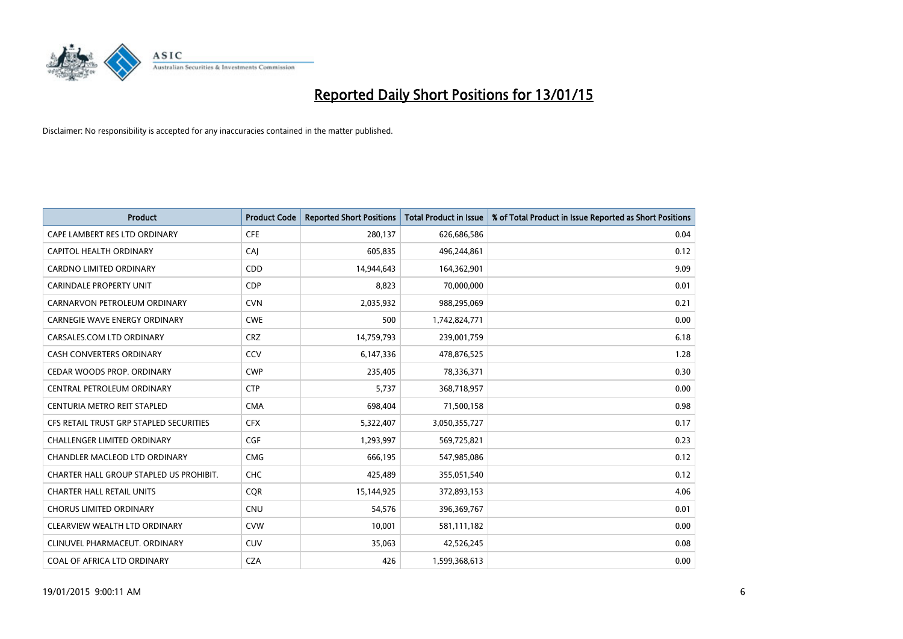# Reported Daily Short Positions for 13/01/15

Disclaimer: No responsibility is accepted for any inaccuracies contained in the matter published.

| Product | Product Code | Reported Short Positions | Total Product in Issue | % of Total Product in Issue Reported as Short Positions |
|---|---|---|---|---|
| CAPE LAMBERT RES LTD ORDINARY | CFE | 280,137 | 626,686,586 | 0.04 |
| CAPITOL HEALTH ORDINARY | CAJ | 605,835 | 496,244,861 | 0.12 |
| CARDNO LIMITED ORDINARY | CDD | 14,944,643 | 164,362,901 | 9.09 |
| CARINDALE PROPERTY UNIT | CDP | 8,823 | 70,000,000 | 0.01 |
| CARNARVON PETROLEUM ORDINARY | CVN | 2,035,932 | 988,295,069 | 0.21 |
| CARNEGIE WAVE ENERGY ORDINARY | CWE | 500 | 1,742,824,771 | 0.00 |
| CARSALES.COM LTD ORDINARY | CRZ | 14,759,793 | 239,001,759 | 6.18 |
| CASH CONVERTERS ORDINARY | CCV | 6,147,336 | 478,876,525 | 1.28 |
| CEDAR WOODS PROP. ORDINARY | CWP | 235,405 | 78,336,371 | 0.30 |
| CENTRAL PETROLEUM ORDINARY | CTP | 5,737 | 368,718,957 | 0.00 |
| CENTURIA METRO REIT STAPLED | CMA | 698,404 | 71,500,158 | 0.98 |
| CFS RETAIL TRUST GRP STAPLED SECURITIES | CFX | 5,322,407 | 3,050,355,727 | 0.17 |
| CHALLENGER LIMITED ORDINARY | CGF | 1,293,997 | 569,725,821 | 0.23 |
| CHANDLER MACLEOD LTD ORDINARY | CMG | 666,195 | 547,985,086 | 0.12 |
| CHARTER HALL GROUP STAPLED US PROHIBIT. | CHC | 425,489 | 355,051,540 | 0.12 |
| CHARTER HALL RETAIL UNITS | CQR | 15,144,925 | 372,893,153 | 4.06 |
| CHORUS LIMITED ORDINARY | CNU | 54,576 | 396,369,767 | 0.01 |
| CLEARVIEW WEALTH LTD ORDINARY | CVW | 10,001 | 581,111,182 | 0.00 |
| CLINUVEL PHARMACEUT. ORDINARY | CUV | 35,063 | 42,526,245 | 0.08 |
| COAL OF AFRICA LTD ORDINARY | CZA | 426 | 1,599,368,613 | 0.00 |

19/01/2015 9:00:11 AM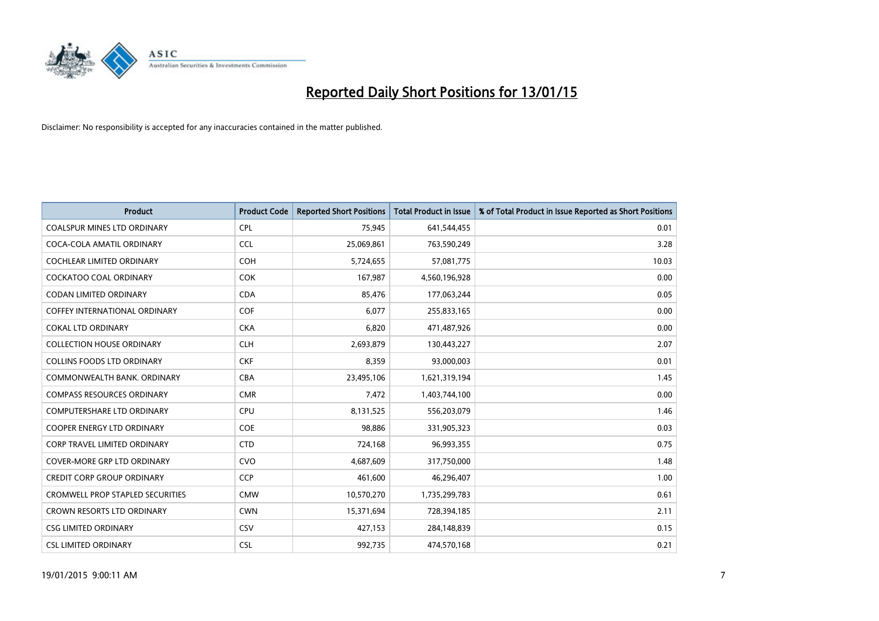# Reported Daily Short Positions for 13/01/15

Disclaimer: No responsibility is accepted for any inaccuracies contained in the matter published.

| Product | Product Code | Reported Short Positions | Total Product in Issue | % of Total Product in Issue Reported as Short Positions |
|---|---|---|---|---|
| COALSPUR MINES LTD ORDINARY | CPL | 75,945 | 641,544,455 | 0.01 |
| COCA-COLA AMATIL ORDINARY | CCL | 25,069,861 | 763,590,249 | 3.28 |
| COCHLEAR LIMITED ORDINARY | COH | 5,724,655 | 57,081,775 | 10.03 |
| COCKATOO COAL ORDINARY | COK | 167,987 | 4,560,196,928 | 0.00 |
| CODAN LIMITED ORDINARY | CDA | 85,476 | 177,063,244 | 0.05 |
| COFFEY INTERNATIONAL ORDINARY | COF | 6,077 | 255,833,165 | 0.00 |
| COKAL LTD ORDINARY | CKA | 6,820 | 471,487,926 | 0.00 |
| COLLECTION HOUSE ORDINARY | CLH | 2,693,879 | 130,443,227 | 2.07 |
| COLLINS FOODS LTD ORDINARY | CKF | 8,359 | 93,000,003 | 0.01 |
| COMMONWEALTH BANK. ORDINARY | CBA | 23,495,106 | 1,621,319,194 | 1.45 |
| COMPASS RESOURCES ORDINARY | CMR | 7,472 | 1,403,744,100 | 0.00 |
| COMPUTERSHARE LTD ORDINARY | CPU | 8,131,525 | 556,203,079 | 1.46 |
| COOPER ENERGY LTD ORDINARY | COE | 98,886 | 331,905,323 | 0.03 |
| CORP TRAVEL LIMITED ORDINARY | CTD | 724,168 | 96,993,355 | 0.75 |
| COVER-MORE GRP LTD ORDINARY | CVO | 4,687,609 | 317,750,000 | 1.48 |
| CREDIT CORP GROUP ORDINARY | CCP | 461,600 | 46,296,407 | 1.00 |
| CROMWELL PROP STAPLED SECURITIES | CMW | 10,570,270 | 1,735,299,783 | 0.61 |
| CROWN RESORTS LTD ORDINARY | CWN | 15,371,694 | 728,394,185 | 2.11 |
| CSG LIMITED ORDINARY | CSV | 427,153 | 284,148,839 | 0.15 |
| CSL LIMITED ORDINARY | CSL | 992,735 | 474,570,168 | 0.21 |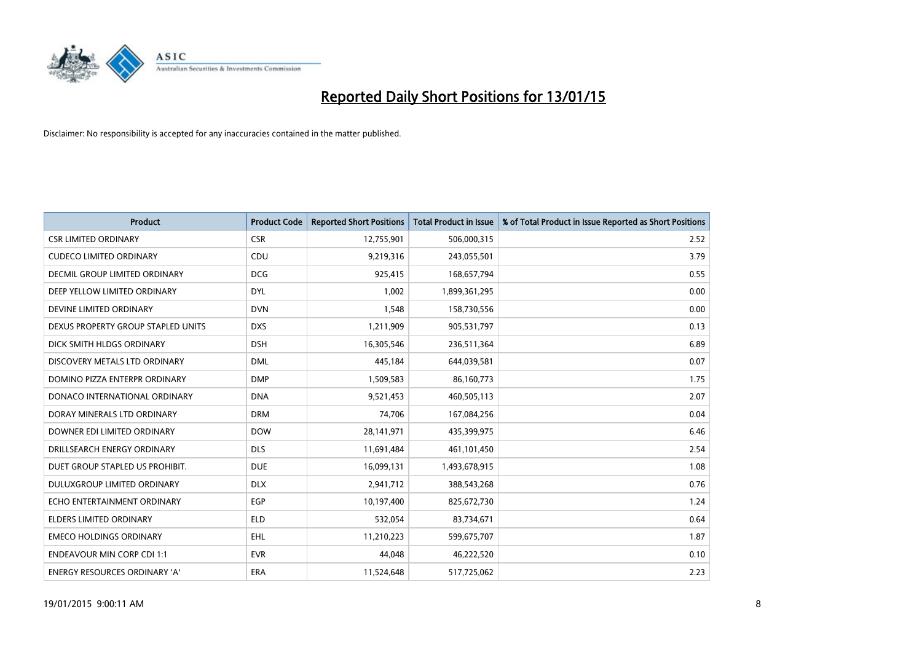# Reported Daily Short Positions for 13/01/15

Disclaimer: No responsibility is accepted for any inaccuracies contained in the matter published.

| Product | Product Code | Reported Short Positions | Total Product in Issue | % of Total Product in Issue Reported as Short Positions |
|---|---|---|---|---|
| CSR LIMITED ORDINARY | CSR | 12,755,901 | 506,000,315 | 2.52 |
| CUDECO LIMITED ORDINARY | CDU | 9,219,316 | 243,055,501 | 3.79 |
| DECMIL GROUP LIMITED ORDINARY | DCG | 925,415 | 168,657,794 | 0.55 |
| DEEP YELLOW LIMITED ORDINARY | DYL | 1,002 | 1,899,361,295 | 0.00 |
| DEVINE LIMITED ORDINARY | DVN | 1,548 | 158,730,556 | 0.00 |
| DEXUS PROPERTY GROUP STAPLED UNITS | DXS | 1,211,909 | 905,531,797 | 0.13 |
| DICK SMITH HLDGS ORDINARY | DSH | 16,305,546 | 236,511,364 | 6.89 |
| DISCOVERY METALS LTD ORDINARY | DML | 445,184 | 644,039,581 | 0.07 |
| DOMINO PIZZA ENTERPR ORDINARY | DMP | 1,509,583 | 86,160,773 | 1.75 |
| DONACO INTERNATIONAL ORDINARY | DNA | 9,521,453 | 460,505,113 | 2.07 |
| DORAY MINERALS LTD ORDINARY | DRM | 74,706 | 167,084,256 | 0.04 |
| DOWNER EDI LIMITED ORDINARY | DOW | 28,141,971 | 435,399,975 | 6.46 |
| DRILLSEARCH ENERGY ORDINARY | DLS | 11,691,484 | 461,101,450 | 2.54 |
| DUET GROUP STAPLED US PROHIBIT. | DUE | 16,099,131 | 1,493,678,915 | 1.08 |
| DULUXGROUP LIMITED ORDINARY | DLX | 2,941,712 | 388,543,268 | 0.76 |
| ECHO ENTERTAINMENT ORDINARY | EGP | 10,197,400 | 825,672,730 | 1.24 |
| ELDERS LIMITED ORDINARY | ELD | 532,054 | 83,734,671 | 0.64 |
| EMECO HOLDINGS ORDINARY | EHL | 11,210,223 | 599,675,707 | 1.87 |
| ENDEAVOUR MIN CORP CDI 1:1 | EVR | 44,048 | 46,222,520 | 0.10 |
| ENERGY RESOURCES ORDINARY 'A' | ERA | 11,524,648 | 517,725,062 | 2.23 |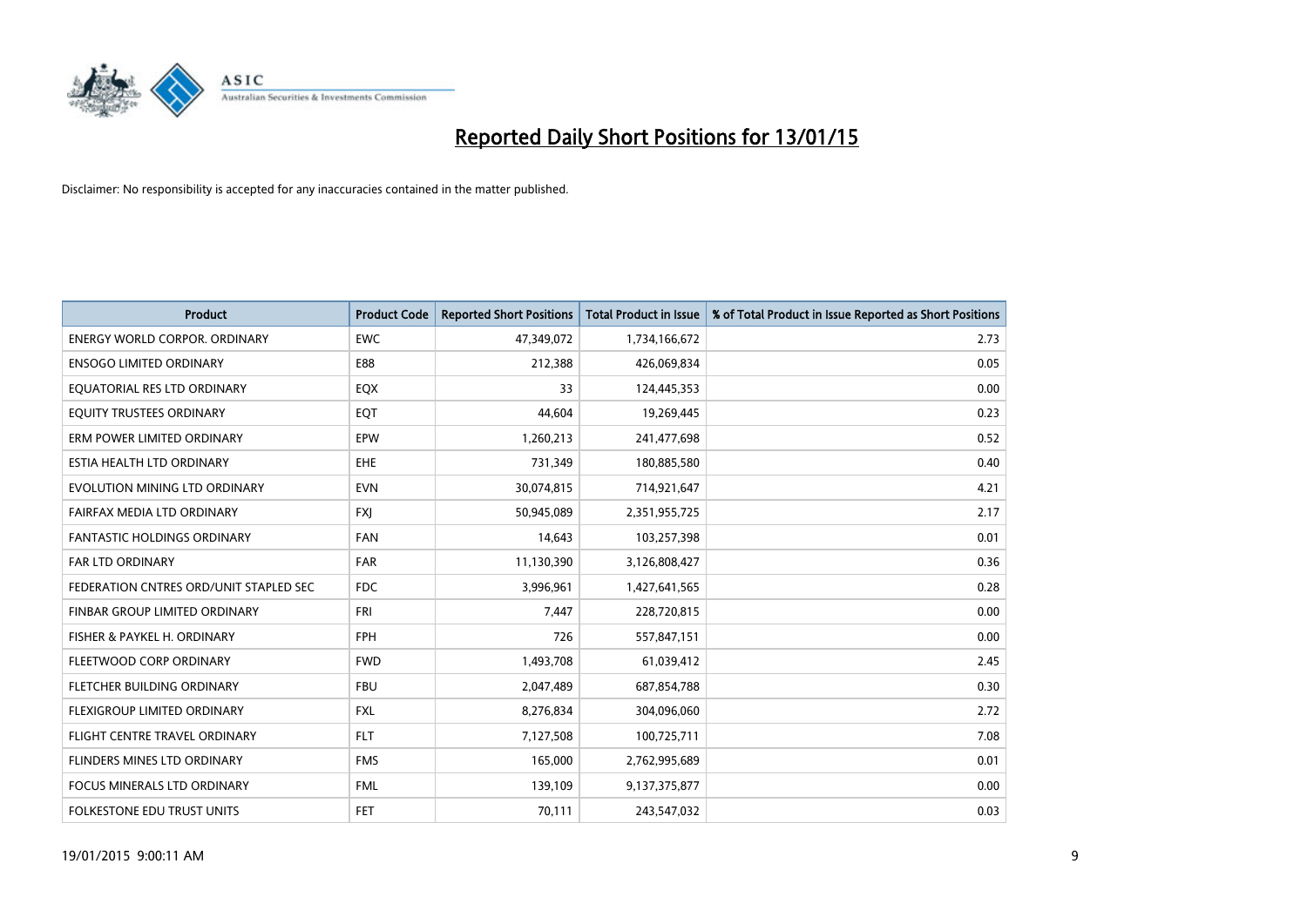# Reported Daily Short Positions for 13/01/15

Disclaimer: No responsibility is accepted for any inaccuracies contained in the matter published.

| Product | Product Code | Reported Short Positions | Total Product in Issue | % of Total Product in Issue Reported as Short Positions |
|---|---|---|---|---|
| ENERGY WORLD CORPOR. ORDINARY | EWC | 47,349,072 | 1,734,166,672 | 2.73 |
| ENSOGO LIMITED ORDINARY | E88 | 212,388 | 426,069,834 | 0.05 |
| EQUATORIAL RES LTD ORDINARY | EQX | 33 | 124,445,353 | 0.00 |
| EQUITY TRUSTEES ORDINARY | EQT | 44,604 | 19,269,445 | 0.23 |
| ERM POWER LIMITED ORDINARY | EPW | 1,260,213 | 241,477,698 | 0.52 |
| ESTIA HEALTH LTD ORDINARY | EHE | 731,349 | 180,885,580 | 0.40 |
| EVOLUTION MINING LTD ORDINARY | EVN | 30,074,815 | 714,921,647 | 4.21 |
| FAIRFAX MEDIA LTD ORDINARY | FXJ | 50,945,089 | 2,351,955,725 | 2.17 |
| FANTASTIC HOLDINGS ORDINARY | FAN | 14,643 | 103,257,398 | 0.01 |
| FAR LTD ORDINARY | FAR | 11,130,390 | 3,126,808,427 | 0.36 |
| FEDERATION CNTRES ORD/UNIT STAPLED SEC | FDC | 3,996,961 | 1,427,641,565 | 0.28 |
| FINBAR GROUP LIMITED ORDINARY | FRI | 7,447 | 228,720,815 | 0.00 |
| FISHER & PAYKEL H. ORDINARY | FPH | 726 | 557,847,151 | 0.00 |
| FLEETWOOD CORP ORDINARY | FWD | 1,493,708 | 61,039,412 | 2.45 |
| FLETCHER BUILDING ORDINARY | FBU | 2,047,489 | 687,854,788 | 0.30 |
| FLEXIGROUP LIMITED ORDINARY | FXL | 8,276,834 | 304,096,060 | 2.72 |
| FLIGHT CENTRE TRAVEL ORDINARY | FLT | 7,127,508 | 100,725,711 | 7.08 |
| FLINDERS MINES LTD ORDINARY | FMS | 165,000 | 2,762,995,689 | 0.01 |
| FOCUS MINERALS LTD ORDINARY | FML | 139,109 | 9,137,375,877 | 0.00 |
| FOLKESTONE EDU TRUST UNITS | FET | 70,111 | 243,547,032 | 0.03 |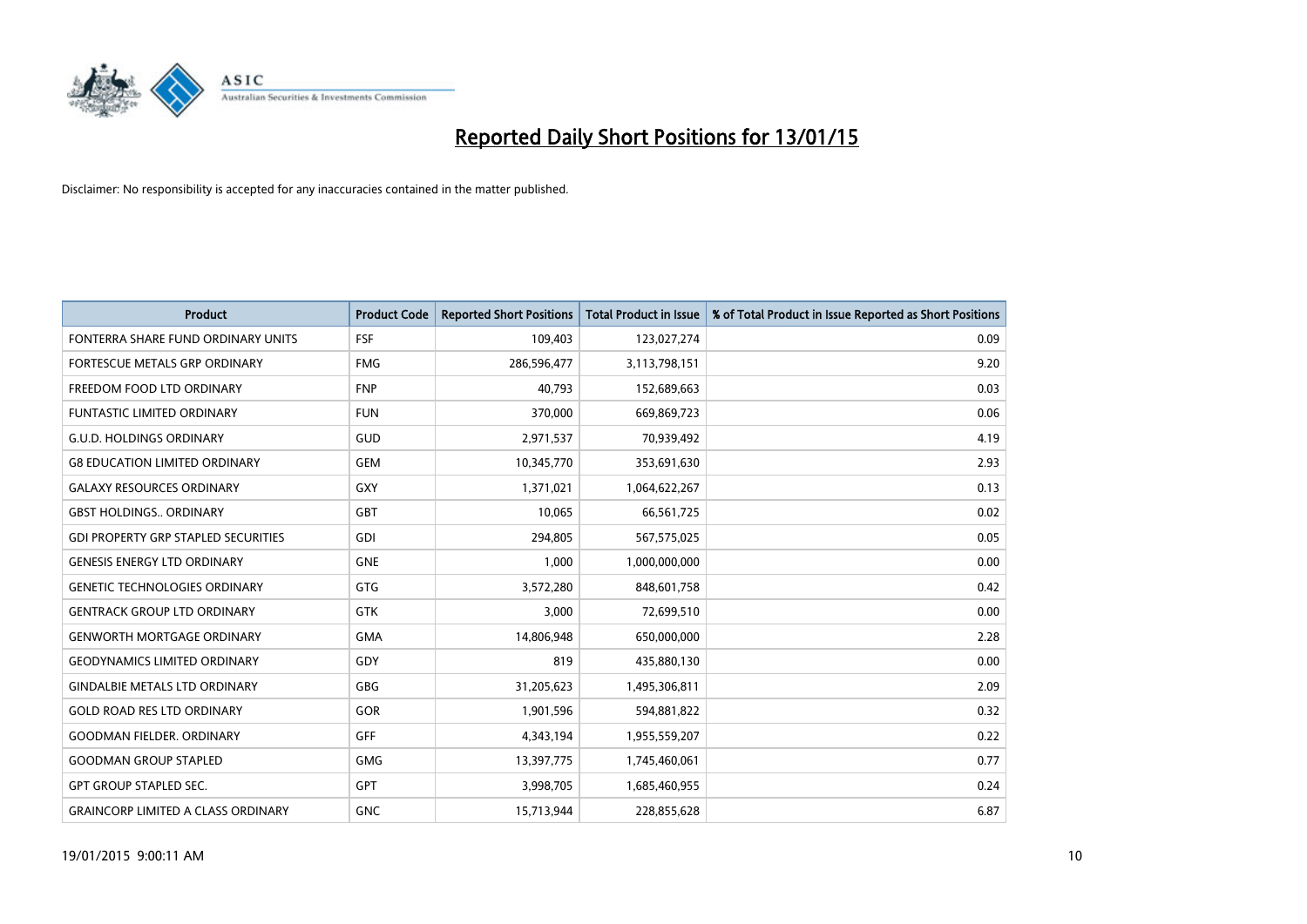# Reported Daily Short Positions for 13/01/15

Disclaimer: No responsibility is accepted for any inaccuracies contained in the matter published.

| Product | Product Code | Reported Short Positions | Total Product in Issue | % of Total Product in Issue Reported as Short Positions |
|---|---|---|---|---|
| FONTERRA SHARE FUND ORDINARY UNITS | FSF | 109,403 | 123,027,274 | 0.09 |
| FORTESCUE METALS GRP ORDINARY | FMG | 286,596,477 | 3,113,798,151 | 9.20 |
| FREEDOM FOOD LTD ORDINARY | FNP | 40,793 | 152,689,663 | 0.03 |
| FUNTASTIC LIMITED ORDINARY | FUN | 370,000 | 669,869,723 | 0.06 |
| G.U.D. HOLDINGS ORDINARY | GUD | 2,971,537 | 70,939,492 | 4.19 |
| G8 EDUCATION LIMITED ORDINARY | GEM | 10,345,770 | 353,691,630 | 2.93 |
| GALAXY RESOURCES ORDINARY | GXY | 1,371,021 | 1,064,622,267 | 0.13 |
| GBST HOLDINGS.. ORDINARY | GBT | 10,065 | 66,561,725 | 0.02 |
| GDI PROPERTY GRP STAPLED SECURITIES | GDI | 294,805 | 567,575,025 | 0.05 |
| GENESIS ENERGY LTD ORDINARY | GNE | 1,000 | 1,000,000,000 | 0.00 |
| GENETIC TECHNOLOGIES ORDINARY | GTG | 3,572,280 | 848,601,758 | 0.42 |
| GENTRACK GROUP LTD ORDINARY | GTK | 3,000 | 72,699,510 | 0.00 |
| GENWORTH MORTGAGE ORDINARY | GMA | 14,806,948 | 650,000,000 | 2.28 |
| GEODYNAMICS LIMITED ORDINARY | GDY | 819 | 435,880,130 | 0.00 |
| GINDALBIE METALS LTD ORDINARY | GBG | 31,205,623 | 1,495,306,811 | 2.09 |
| GOLD ROAD RES LTD ORDINARY | GOR | 1,901,596 | 594,881,822 | 0.32 |
| GOODMAN FIELDER. ORDINARY | GFF | 4,343,194 | 1,955,559,207 | 0.22 |
| GOODMAN GROUP STAPLED | GMG | 13,397,775 | 1,745,460,061 | 0.77 |
| GPT GROUP STAPLED SEC. | GPT | 3,998,705 | 1,685,460,955 | 0.24 |
| GRAINCORP LIMITED A CLASS ORDINARY | GNC | 15,713,944 | 228,855,628 | 6.87 |

19/01/2015 9:00:11 AM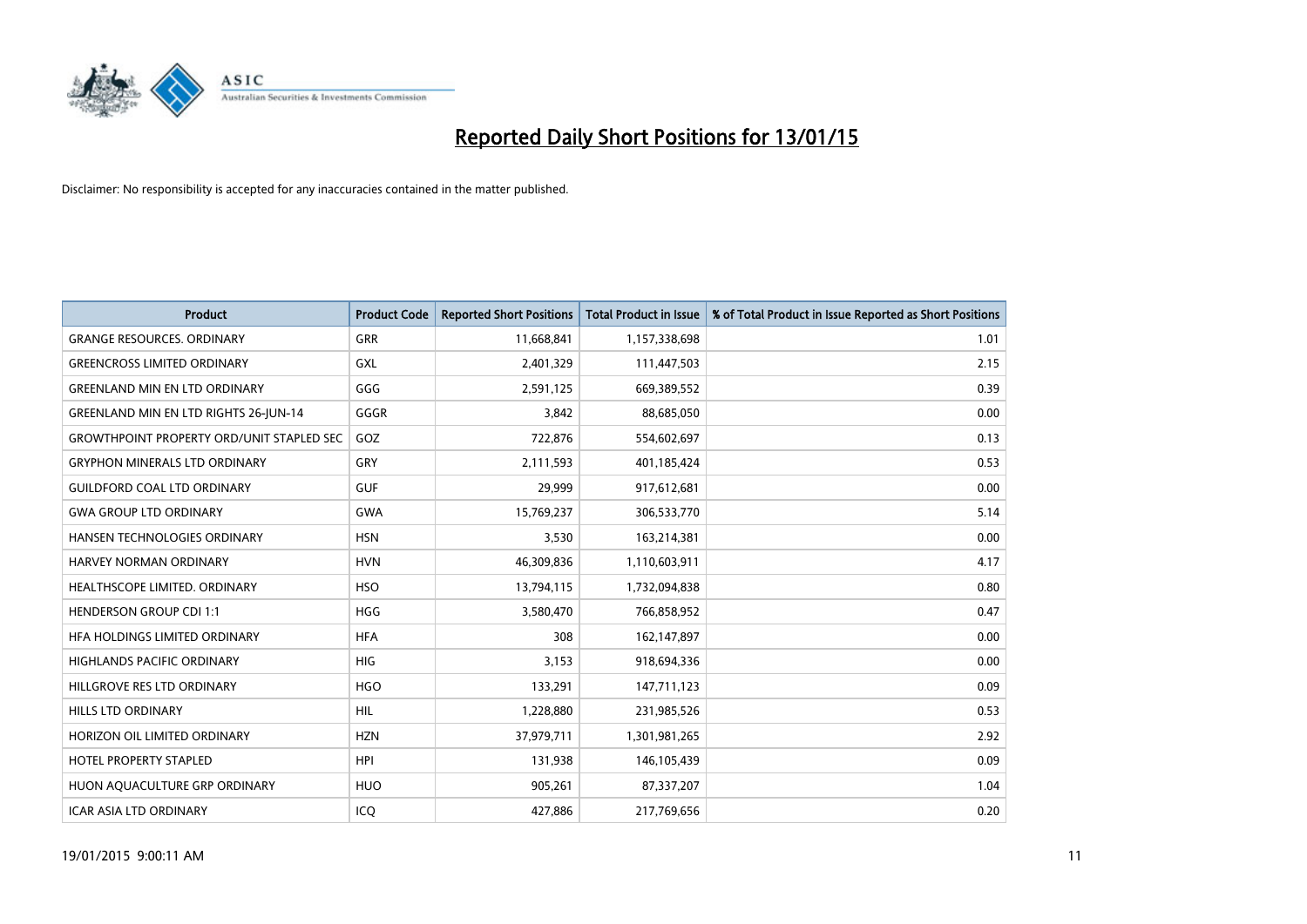# Reported Daily Short Positions for 13/01/15

Disclaimer: No responsibility is accepted for any inaccuracies contained in the matter published.

| Product | Product Code | Reported Short Positions | Total Product in Issue | % of Total Product in Issue Reported as Short Positions |
|---|---|---|---|---|
| GRANGE RESOURCES. ORDINARY | GRR | 11,668,841 | 1,157,338,698 | 1.01 |
| GREENCROSS LIMITED ORDINARY | GXL | 2,401,329 | 111,447,503 | 2.15 |
| GREENLAND MIN EN LTD ORDINARY | GGG | 2,591,125 | 669,389,552 | 0.39 |
| GREENLAND MIN EN LTD RIGHTS 26-JUN-14 | GGGR | 3,842 | 88,685,050 | 0.00 |
| GROWTHPOINT PROPERTY ORD/UNIT STAPLED SEC | GOZ | 722,876 | 554,602,697 | 0.13 |
| GRYPHON MINERALS LTD ORDINARY | GRY | 2,111,593 | 401,185,424 | 0.53 |
| GUILDFORD COAL LTD ORDINARY | GUF | 29,999 | 917,612,681 | 0.00 |
| GWA GROUP LTD ORDINARY | GWA | 15,769,237 | 306,533,770 | 5.14 |
| HANSEN TECHNOLOGIES ORDINARY | HSN | 3,530 | 163,214,381 | 0.00 |
| HARVEY NORMAN ORDINARY | HVN | 46,309,836 | 1,110,603,911 | 4.17 |
| HEALTHSCOPE LIMITED. ORDINARY | HSO | 13,794,115 | 1,732,094,838 | 0.80 |
| HENDERSON GROUP CDI 1:1 | HGG | 3,580,470 | 766,858,952 | 0.47 |
| HFA HOLDINGS LIMITED ORDINARY | HFA | 308 | 162,147,897 | 0.00 |
| HIGHLANDS PACIFIC ORDINARY | HIG | 3,153 | 918,694,336 | 0.00 |
| HILLGROVE RES LTD ORDINARY | HGO | 133,291 | 147,711,123 | 0.09 |
| HILLS LTD ORDINARY | HIL | 1,228,880 | 231,985,526 | 0.53 |
| HORIZON OIL LIMITED ORDINARY | HZN | 37,979,711 | 1,301,981,265 | 2.92 |
| HOTEL PROPERTY STAPLED | HPI | 131,938 | 146,105,439 | 0.09 |
| HUON AQUACULTURE GRP ORDINARY | HUO | 905,261 | 87,337,207 | 1.04 |
| ICAR ASIA LTD ORDINARY | ICQ | 427,886 | 217,769,656 | 0.20 |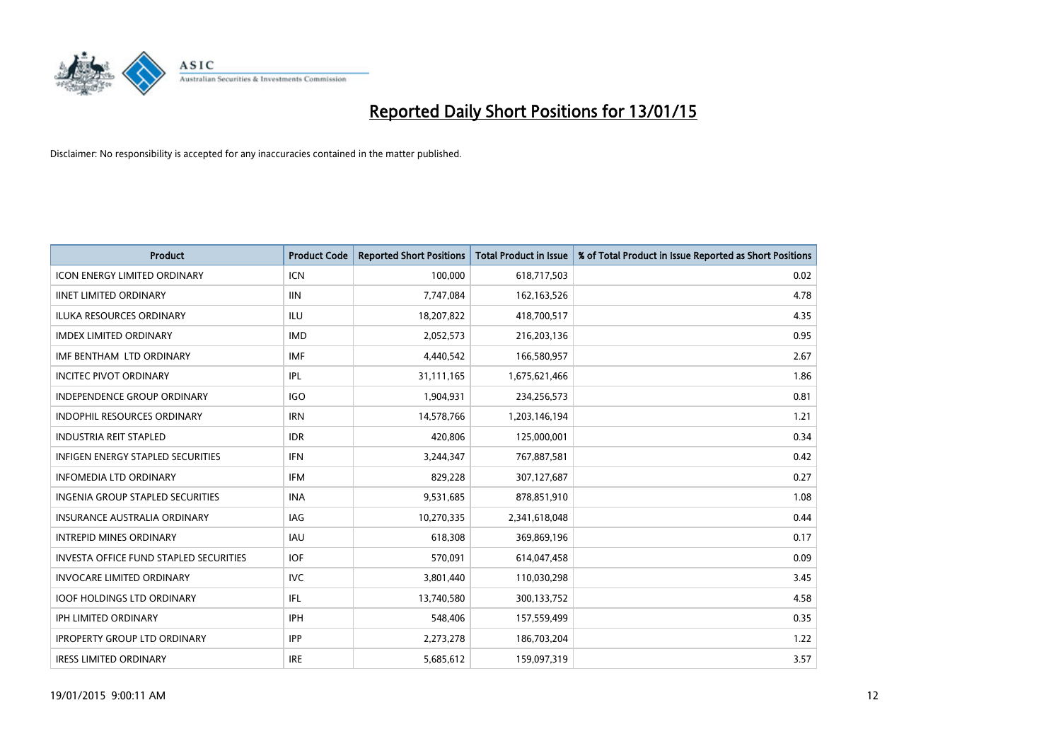# Reported Daily Short Positions for 13/01/15

Disclaimer: No responsibility is accepted for any inaccuracies contained in the matter published.

| Product | Product Code | Reported Short Positions | Total Product in Issue | % of Total Product in Issue Reported as Short Positions |
|---|---|---|---|---|
| ICON ENERGY LIMITED ORDINARY | ICN | 100,000 | 618,717,503 | 0.02 |
| IINET LIMITED ORDINARY | IIN | 7,747,084 | 162,163,526 | 4.78 |
| ILUKA RESOURCES ORDINARY | ILU | 18,207,822 | 418,700,517 | 4.35 |
| IMDEX LIMITED ORDINARY | IMD | 2,052,573 | 216,203,136 | 0.95 |
| IMF BENTHAM LTD ORDINARY | IMF | 4,440,542 | 166,580,957 | 2.67 |
| INCITEC PIVOT ORDINARY | IPL | 31,111,165 | 1,675,621,466 | 1.86 |
| INDEPENDENCE GROUP ORDINARY | IGO | 1,904,931 | 234,256,573 | 0.81 |
| INDOPHIL RESOURCES ORDINARY | IRN | 14,578,766 | 1,203,146,194 | 1.21 |
| INDUSTRIA REIT STAPLED | IDR | 420,806 | 125,000,001 | 0.34 |
| INFIGEN ENERGY STAPLED SECURITIES | IFN | 3,244,347 | 767,887,581 | 0.42 |
| INFOMEDIA LTD ORDINARY | IFM | 829,228 | 307,127,687 | 0.27 |
| INGENIA GROUP STAPLED SECURITIES | INA | 9,531,685 | 878,851,910 | 1.08 |
| INSURANCE AUSTRALIA ORDINARY | IAG | 10,270,335 | 2,341,618,048 | 0.44 |
| INTREPID MINES ORDINARY | IAU | 618,308 | 369,869,196 | 0.17 |
| INVESTA OFFICE FUND STAPLED SECURITIES | IOF | 570,091 | 614,047,458 | 0.09 |
| INVOCARE LIMITED ORDINARY | IVC | 3,801,440 | 110,030,298 | 3.45 |
| IOOF HOLDINGS LTD ORDINARY | IFL | 13,740,580 | 300,133,752 | 4.58 |
| IPH LIMITED ORDINARY | IPH | 548,406 | 157,559,499 | 0.35 |
| IPROPERTY GROUP LTD ORDINARY | IPP | 2,273,278 | 186,703,204 | 1.22 |
| IRESS LIMITED ORDINARY | IRE | 5,685,612 | 159,097,319 | 3.57 |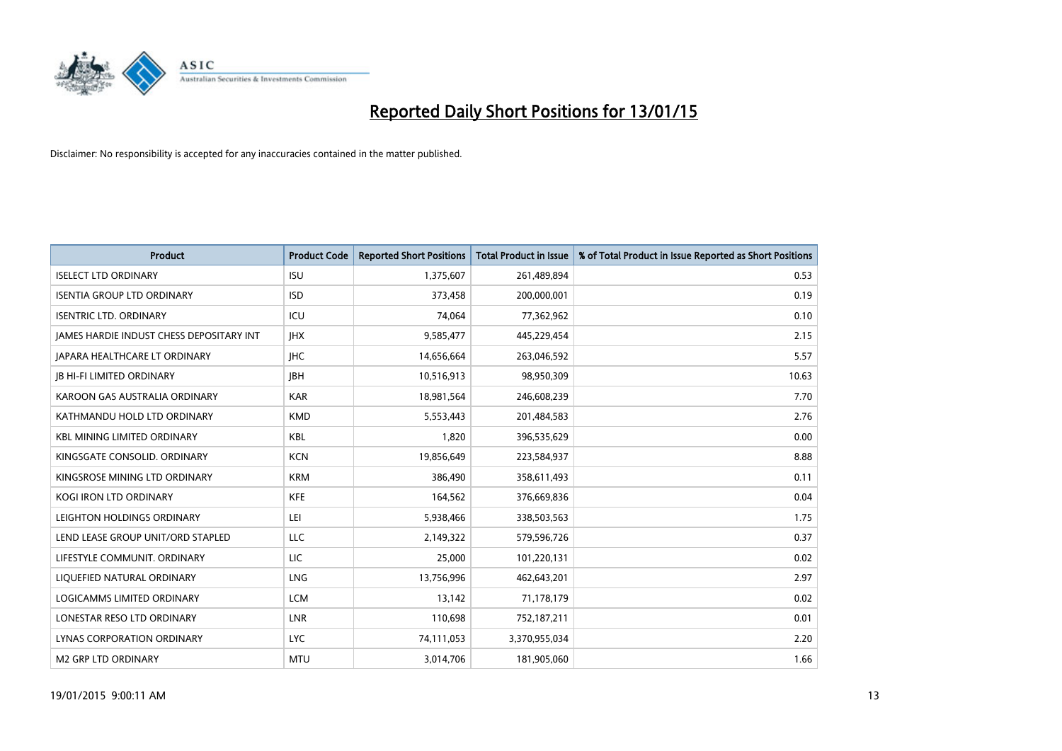# Reported Daily Short Positions for 13/01/15

Disclaimer: No responsibility is accepted for any inaccuracies contained in the matter published.

| Product | Product Code | Reported Short Positions | Total Product in Issue | % of Total Product in Issue Reported as Short Positions |
|---|---|---|---|---|
| ISELECT LTD ORDINARY | ISU | 1,375,607 | 261,489,894 | 0.53 |
| ISENTIA GROUP LTD ORDINARY | ISD | 373,458 | 200,000,001 | 0.19 |
| ISENTRIC LTD. ORDINARY | ICU | 74,064 | 77,362,962 | 0.10 |
| JAMES HARDIE INDUST CHESS DEPOSITARY INT | JHX | 9,585,477 | 445,229,454 | 2.15 |
| JAPARA HEALTHCARE LT ORDINARY | JHC | 14,656,664 | 263,046,592 | 5.57 |
| JB HI-FI LIMITED ORDINARY | JBH | 10,516,913 | 98,950,309 | 10.63 |
| KAROON GAS AUSTRALIA ORDINARY | KAR | 18,981,564 | 246,608,239 | 7.70 |
| KATHMANDU HOLD LTD ORDINARY | KMD | 5,553,443 | 201,484,583 | 2.76 |
| KBL MINING LIMITED ORDINARY | KBL | 1,820 | 396,535,629 | 0.00 |
| KINGSGATE CONSOLID. ORDINARY | KCN | 19,856,649 | 223,584,937 | 8.88 |
| KINGSROSE MINING LTD ORDINARY | KRM | 386,490 | 358,611,493 | 0.11 |
| KOGI IRON LTD ORDINARY | KFE | 164,562 | 376,669,836 | 0.04 |
| LEIGHTON HOLDINGS ORDINARY | LEI | 5,938,466 | 338,503,563 | 1.75 |
| LEND LEASE GROUP UNIT/ORD STAPLED | LLC | 2,149,322 | 579,596,726 | 0.37 |
| LIFESTYLE COMMUNIT. ORDINARY | LIC | 25,000 | 101,220,131 | 0.02 |
| LIQUEFIED NATURAL ORDINARY | LNG | 13,756,996 | 462,643,201 | 2.97 |
| LOGICAMMS LIMITED ORDINARY | LCM | 13,142 | 71,178,179 | 0.02 |
| LONESTAR RESO LTD ORDINARY | LNR | 110,698 | 752,187,211 | 0.01 |
| LYNAS CORPORATION ORDINARY | LYC | 74,111,053 | 3,370,955,034 | 2.20 |
| M2 GRP LTD ORDINARY | MTU | 3,014,706 | 181,905,060 | 1.66 |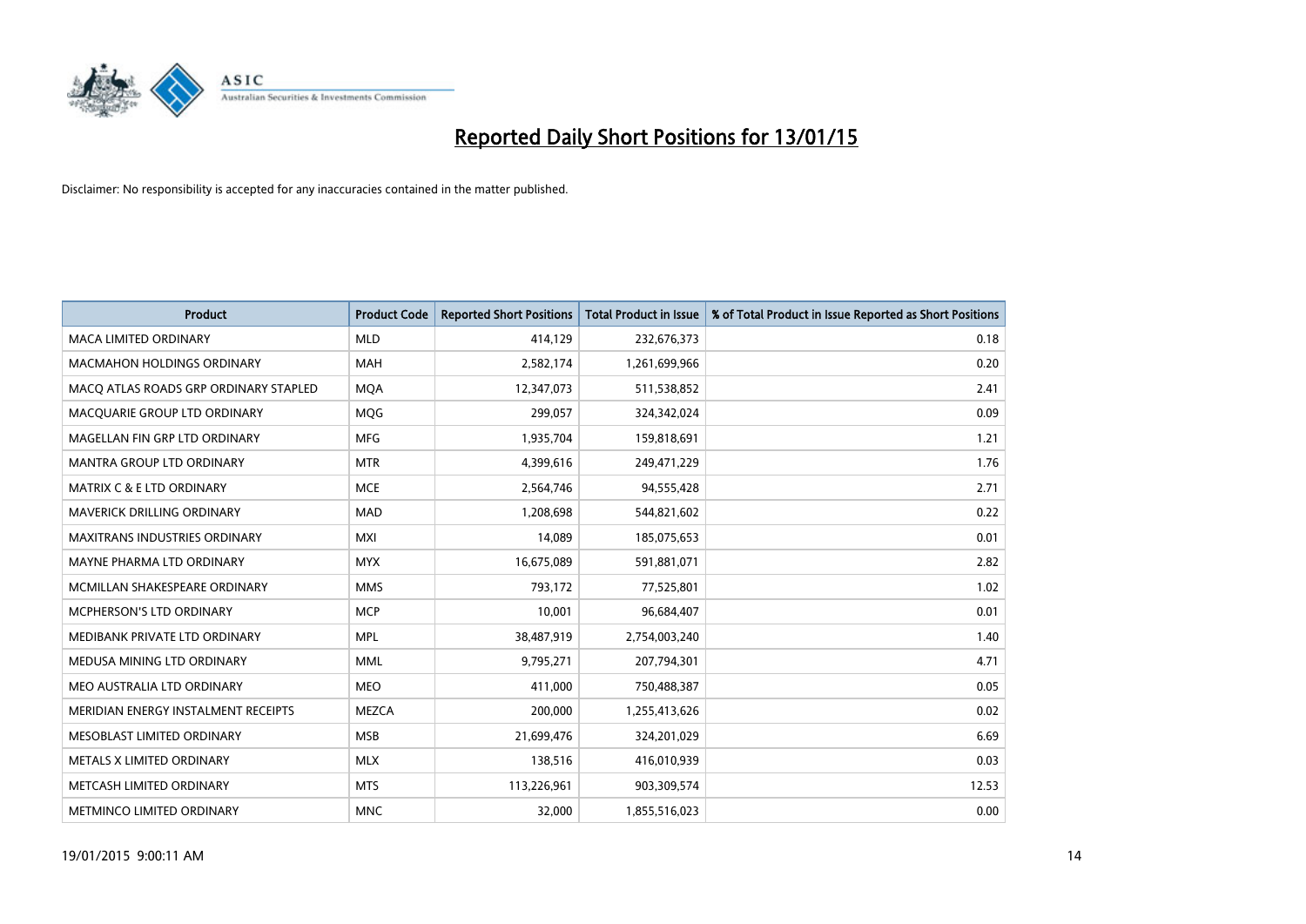# Reported Daily Short Positions for 13/01/15

Disclaimer: No responsibility is accepted for any inaccuracies contained in the matter published.

| Product | Product Code | Reported Short Positions | Total Product in Issue | % of Total Product in Issue Reported as Short Positions |
|---|---|---|---|---|
| MACA LIMITED ORDINARY | MLD | 414,129 | 232,676,373 | 0.18 |
| MACMAHON HOLDINGS ORDINARY | MAH | 2,582,174 | 1,261,699,966 | 0.20 |
| MACQ ATLAS ROADS GRP ORDINARY STAPLED | MQA | 12,347,073 | 511,538,852 | 2.41 |
| MACQUARIE GROUP LTD ORDINARY | MQG | 299,057 | 324,342,024 | 0.09 |
| MAGELLAN FIN GRP LTD ORDINARY | MFG | 1,935,704 | 159,818,691 | 1.21 |
| MANTRA GROUP LTD ORDINARY | MTR | 4,399,616 | 249,471,229 | 1.76 |
| MATRIX C & E LTD ORDINARY | MCE | 2,564,746 | 94,555,428 | 2.71 |
| MAVERICK DRILLING ORDINARY | MAD | 1,208,698 | 544,821,602 | 0.22 |
| MAXITRANS INDUSTRIES ORDINARY | MXI | 14,089 | 185,075,653 | 0.01 |
| MAYNE PHARMA LTD ORDINARY | MYX | 16,675,089 | 591,881,071 | 2.82 |
| MCMILLAN SHAKESPEARE ORDINARY | MMS | 793,172 | 77,525,801 | 1.02 |
| MCPHERSON'S LTD ORDINARY | MCP | 10,001 | 96,684,407 | 0.01 |
| MEDIBANK PRIVATE LTD ORDINARY | MPL | 38,487,919 | 2,754,003,240 | 1.40 |
| MEDUSA MINING LTD ORDINARY | MML | 9,795,271 | 207,794,301 | 4.71 |
| MEO AUSTRALIA LTD ORDINARY | MEO | 411,000 | 750,488,387 | 0.05 |
| MERIDIAN ENERGY INSTALMENT RECEIPTS | MEZCA | 200,000 | 1,255,413,626 | 0.02 |
| MESOBLAST LIMITED ORDINARY | MSB | 21,699,476 | 324,201,029 | 6.69 |
| METALS X LIMITED ORDINARY | MLX | 138,516 | 416,010,939 | 0.03 |
| METCASH LIMITED ORDINARY | MTS | 113,226,961 | 903,309,574 | 12.53 |
| METMINCO LIMITED ORDINARY | MNC | 32,000 | 1,855,516,023 | 0.00 |

19/01/2015 9:00:11 AM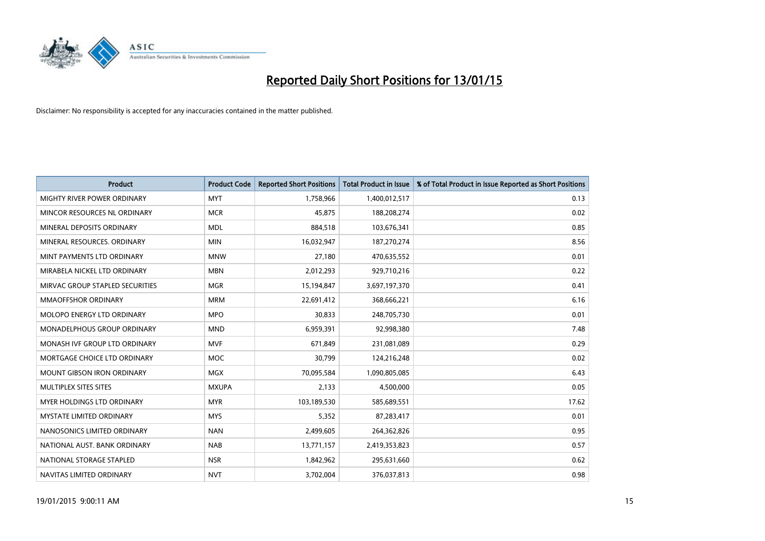# Reported Daily Short Positions for 13/01/15

Disclaimer: No responsibility is accepted for any inaccuracies contained in the matter published.

| Product | Product Code | Reported Short Positions | Total Product in Issue | % of Total Product in Issue Reported as Short Positions |
|---|---|---|---|---|
| MIGHTY RIVER POWER ORDINARY | MYT | 1,758,966 | 1,400,012,517 | 0.13 |
| MINCOR RESOURCES NL ORDINARY | MCR | 45,875 | 188,208,274 | 0.02 |
| MINERAL DEPOSITS ORDINARY | MDL | 884,518 | 103,676,341 | 0.85 |
| MINERAL RESOURCES. ORDINARY | MIN | 16,032,947 | 187,270,274 | 8.56 |
| MINT PAYMENTS LTD ORDINARY | MNW | 27,180 | 470,635,552 | 0.01 |
| MIRABELA NICKEL LTD ORDINARY | MBN | 2,012,293 | 929,710,216 | 0.22 |
| MIRVAC GROUP STAPLED SECURITIES | MGR | 15,194,847 | 3,697,197,370 | 0.41 |
| MMAOFFSHOR ORDINARY | MRM | 22,691,412 | 368,666,221 | 6.16 |
| MOLOPO ENERGY LTD ORDINARY | MPO | 30,833 | 248,705,730 | 0.01 |
| MONADELPHOUS GROUP ORDINARY | MND | 6,959,391 | 92,998,380 | 7.48 |
| MONASH IVF GROUP LTD ORDINARY | MVF | 671,849 | 231,081,089 | 0.29 |
| MORTGAGE CHOICE LTD ORDINARY | MOC | 30,799 | 124,216,248 | 0.02 |
| MOUNT GIBSON IRON ORDINARY | MGX | 70,095,584 | 1,090,805,085 | 6.43 |
| MULTIPLEX SITES SITES | MXUPA | 2,133 | 4,500,000 | 0.05 |
| MYER HOLDINGS LTD ORDINARY | MYR | 103,189,530 | 585,689,551 | 17.62 |
| MYSTATE LIMITED ORDINARY | MYS | 5,352 | 87,283,417 | 0.01 |
| NANOSONICS LIMITED ORDINARY | NAN | 2,499,605 | 264,362,826 | 0.95 |
| NATIONAL AUST. BANK ORDINARY | NAB | 13,771,157 | 2,419,353,823 | 0.57 |
| NATIONAL STORAGE STAPLED | NSR | 1,842,962 | 295,631,660 | 0.62 |
| NAVITAS LIMITED ORDINARY | NVT | 3,702,004 | 376,037,813 | 0.98 |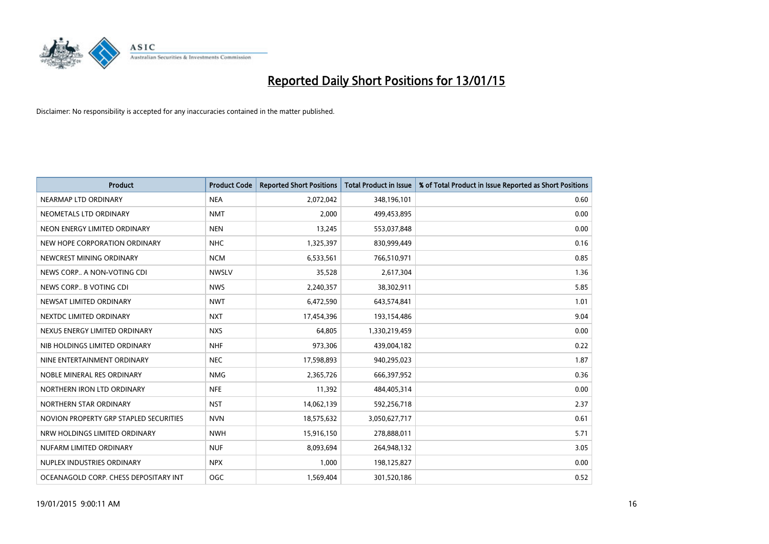# Reported Daily Short Positions for 13/01/15

Disclaimer: No responsibility is accepted for any inaccuracies contained in the matter published.

| Product | Product Code | Reported Short Positions | Total Product in Issue | % of Total Product in Issue Reported as Short Positions |
|---|---|---|---|---|
| NEARMAP LTD ORDINARY | NEA | 2,072,042 | 348,196,101 | 0.60 |
| NEOMETALS LTD ORDINARY | NMT | 2,000 | 499,453,895 | 0.00 |
| NEON ENERGY LIMITED ORDINARY | NEN | 13,245 | 553,037,848 | 0.00 |
| NEW HOPE CORPORATION ORDINARY | NHC | 1,325,397 | 830,999,449 | 0.16 |
| NEWCREST MINING ORDINARY | NCM | 6,533,561 | 766,510,971 | 0.85 |
| NEWS CORP.. A NON-VOTING CDI | NWSLV | 35,528 | 2,617,304 | 1.36 |
| NEWS CORP.. B VOTING CDI | NWS | 2,240,357 | 38,302,911 | 5.85 |
| NEWSAT LIMITED ORDINARY | NWT | 6,472,590 | 643,574,841 | 1.01 |
| NEXTDC LIMITED ORDINARY | NXT | 17,454,396 | 193,154,486 | 9.04 |
| NEXUS ENERGY LIMITED ORDINARY | NXS | 64,805 | 1,330,219,459 | 0.00 |
| NIB HOLDINGS LIMITED ORDINARY | NHF | 973,306 | 439,004,182 | 0.22 |
| NINE ENTERTAINMENT ORDINARY | NEC | 17,598,893 | 940,295,023 | 1.87 |
| NOBLE MINERAL RES ORDINARY | NMG | 2,365,726 | 666,397,952 | 0.36 |
| NORTHERN IRON LTD ORDINARY | NFE | 11,392 | 484,405,314 | 0.00 |
| NORTHERN STAR ORDINARY | NST | 14,062,139 | 592,256,718 | 2.37 |
| NOVION PROPERTY GRP STAPLED SECURITIES | NVN | 18,575,632 | 3,050,627,717 | 0.61 |
| NRW HOLDINGS LIMITED ORDINARY | NWH | 15,916,150 | 278,888,011 | 5.71 |
| NUFARM LIMITED ORDINARY | NUF | 8,093,694 | 264,948,132 | 3.05 |
| NUPLEX INDUSTRIES ORDINARY | NPX | 1,000 | 198,125,827 | 0.00 |
| OCEANAGOLD CORP. CHESS DEPOSITARY INT | OGC | 1,569,404 | 301,520,186 | 0.52 |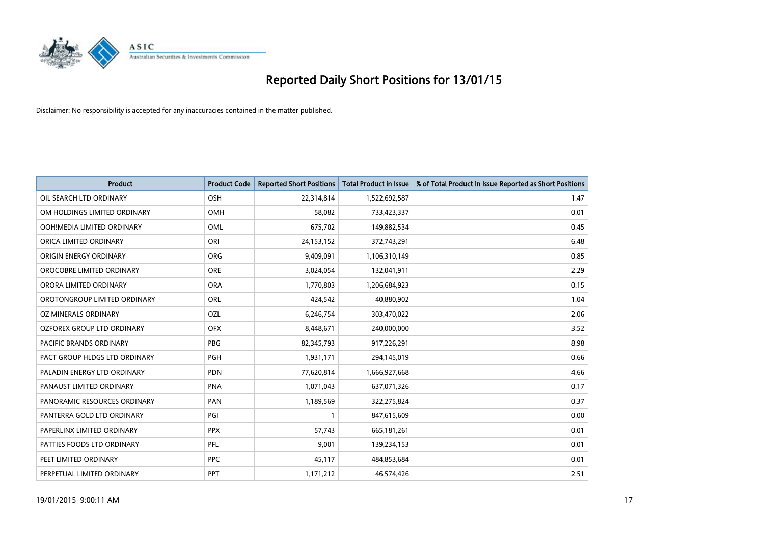# Reported Daily Short Positions for 13/01/15

Disclaimer: No responsibility is accepted for any inaccuracies contained in the matter published.

| Product | Product Code | Reported Short Positions | Total Product in Issue | % of Total Product in Issue Reported as Short Positions |
|---|---|---|---|---|
| OIL SEARCH LTD ORDINARY | OSH | 22,314,814 | 1,522,692,587 | 1.47 |
| OM HOLDINGS LIMITED ORDINARY | OMH | 58,082 | 733,423,337 | 0.01 |
| OOH!MEDIA LIMITED ORDINARY | OML | 675,702 | 149,882,534 | 0.45 |
| ORICA LIMITED ORDINARY | ORI | 24,153,152 | 372,743,291 | 6.48 |
| ORIGIN ENERGY ORDINARY | ORG | 9,409,091 | 1,106,310,149 | 0.85 |
| OROCOBRE LIMITED ORDINARY | ORE | 3,024,054 | 132,041,911 | 2.29 |
| ORORA LIMITED ORDINARY | ORA | 1,770,803 | 1,206,684,923 | 0.15 |
| OROTONGROUP LIMITED ORDINARY | ORL | 424,542 | 40,880,902 | 1.04 |
| OZ MINERALS ORDINARY | OZL | 6,246,754 | 303,470,022 | 2.06 |
| OZFOREX GROUP LTD ORDINARY | OFX | 8,448,671 | 240,000,000 | 3.52 |
| PACIFIC BRANDS ORDINARY | PBG | 82,345,793 | 917,226,291 | 8.98 |
| PACT GROUP HLDGS LTD ORDINARY | PGH | 1,931,171 | 294,145,019 | 0.66 |
| PALADIN ENERGY LTD ORDINARY | PDN | 77,620,814 | 1,666,927,668 | 4.66 |
| PANAUST LIMITED ORDINARY | PNA | 1,071,043 | 637,071,326 | 0.17 |
| PANORAMIC RESOURCES ORDINARY | PAN | 1,189,569 | 322,275,824 | 0.37 |
| PANTERRA GOLD LTD ORDINARY | PGI | 1 | 847,615,609 | 0.00 |
| PAPERLINX LIMITED ORDINARY | PPX | 57,743 | 665,181,261 | 0.01 |
| PATTIES FOODS LTD ORDINARY | PFL | 9,001 | 139,234,153 | 0.01 |
| PEET LIMITED ORDINARY | PPC | 45,117 | 484,853,684 | 0.01 |
| PERPETUAL LIMITED ORDINARY | PPT | 1,171,212 | 46,574,426 | 2.51 |

19/01/2015 9:00:11 AM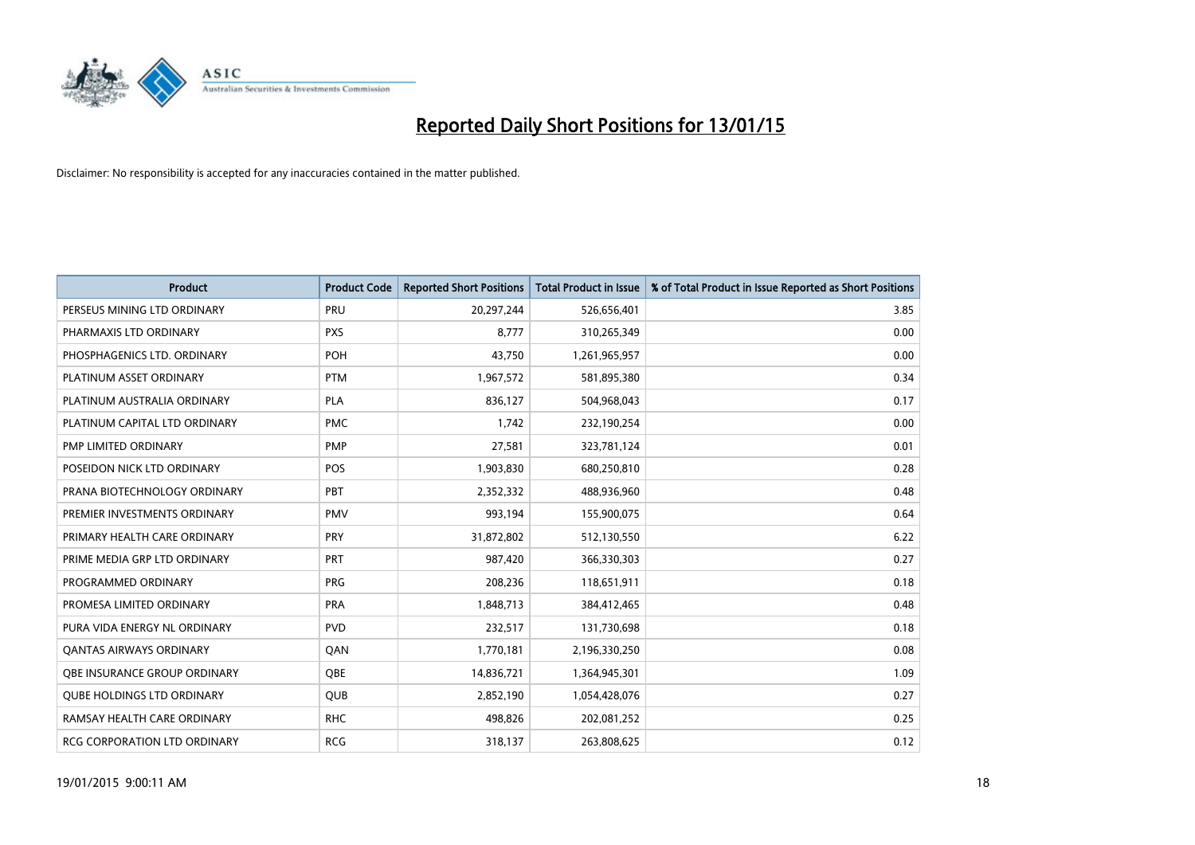# Reported Daily Short Positions for 13/01/15

Disclaimer: No responsibility is accepted for any inaccuracies contained in the matter published.

| Product | Product Code | Reported Short Positions | Total Product in Issue | % of Total Product in Issue Reported as Short Positions |
|---|---|---|---|---|
| PERSEUS MINING LTD ORDINARY | PRU | 20,297,244 | 526,656,401 | 3.85 |
| PHARMAXIS LTD ORDINARY | PXS | 8,777 | 310,265,349 | 0.00 |
| PHOSPHAGENICS LTD. ORDINARY | POH | 43,750 | 1,261,965,957 | 0.00 |
| PLATINUM ASSET ORDINARY | PTM | 1,967,572 | 581,895,380 | 0.34 |
| PLATINUM AUSTRALIA ORDINARY | PLA | 836,127 | 504,968,043 | 0.17 |
| PLATINUM CAPITAL LTD ORDINARY | PMC | 1,742 | 232,190,254 | 0.00 |
| PMP LIMITED ORDINARY | PMP | 27,581 | 323,781,124 | 0.01 |
| POSEIDON NICK LTD ORDINARY | POS | 1,903,830 | 680,250,810 | 0.28 |
| PRANA BIOTECHNOLOGY ORDINARY | PBT | 2,352,332 | 488,936,960 | 0.48 |
| PREMIER INVESTMENTS ORDINARY | PMV | 993,194 | 155,900,075 | 0.64 |
| PRIMARY HEALTH CARE ORDINARY | PRY | 31,872,802 | 512,130,550 | 6.22 |
| PRIME MEDIA GRP LTD ORDINARY | PRT | 987,420 | 366,330,303 | 0.27 |
| PROGRAMMED ORDINARY | PRG | 208,236 | 118,651,911 | 0.18 |
| PROMESA LIMITED ORDINARY | PRA | 1,848,713 | 384,412,465 | 0.48 |
| PURA VIDA ENERGY NL ORDINARY | PVD | 232,517 | 131,730,698 | 0.18 |
| QANTAS AIRWAYS ORDINARY | QAN | 1,770,181 | 2,196,330,250 | 0.08 |
| QBE INSURANCE GROUP ORDINARY | QBE | 14,836,721 | 1,364,945,301 | 1.09 |
| QUBE HOLDINGS LTD ORDINARY | QUB | 2,852,190 | 1,054,428,076 | 0.27 |
| RAMSAY HEALTH CARE ORDINARY | RHC | 498,826 | 202,081,252 | 0.25 |
| RCG CORPORATION LTD ORDINARY | RCG | 318,137 | 263,808,625 | 0.12 |

19/01/2015 9:00:11 AM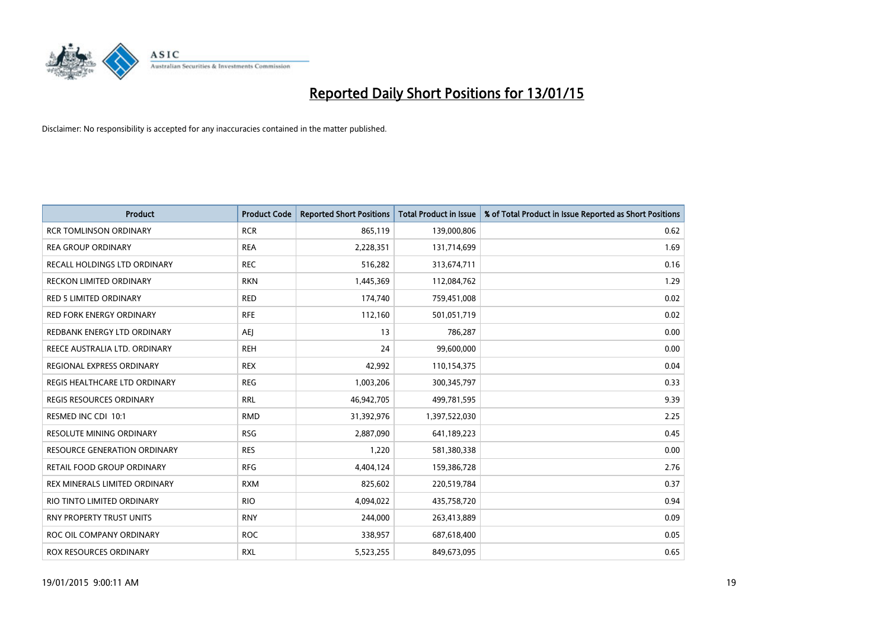# Reported Daily Short Positions for 13/01/15

Disclaimer: No responsibility is accepted for any inaccuracies contained in the matter published.

| Product | Product Code | Reported Short Positions | Total Product in Issue | % of Total Product in Issue Reported as Short Positions |
|---|---|---|---|---|
| RCR TOMLINSON ORDINARY | RCR | 865,119 | 139,000,806 | 0.62 |
| REA GROUP ORDINARY | REA | 2,228,351 | 131,714,699 | 1.69 |
| RECALL HOLDINGS LTD ORDINARY | REC | 516,282 | 313,674,711 | 0.16 |
| RECKON LIMITED ORDINARY | RKN | 1,445,369 | 112,084,762 | 1.29 |
| RED 5 LIMITED ORDINARY | RED | 174,740 | 759,451,008 | 0.02 |
| RED FORK ENERGY ORDINARY | RFE | 112,160 | 501,051,719 | 0.02 |
| REDBANK ENERGY LTD ORDINARY | AEJ | 13 | 786,287 | 0.00 |
| REECE AUSTRALIA LTD. ORDINARY | REH | 24 | 99,600,000 | 0.00 |
| REGIONAL EXPRESS ORDINARY | REX | 42,992 | 110,154,375 | 0.04 |
| REGIS HEALTHCARE LTD ORDINARY | REG | 1,003,206 | 300,345,797 | 0.33 |
| REGIS RESOURCES ORDINARY | RRL | 46,942,705 | 499,781,595 | 9.39 |
| RESMED INC CDI 10:1 | RMD | 31,392,976 | 1,397,522,030 | 2.25 |
| RESOLUTE MINING ORDINARY | RSG | 2,887,090 | 641,189,223 | 0.45 |
| RESOURCE GENERATION ORDINARY | RES | 1,220 | 581,380,338 | 0.00 |
| RETAIL FOOD GROUP ORDINARY | RFG | 4,404,124 | 159,386,728 | 2.76 |
| REX MINERALS LIMITED ORDINARY | RXM | 825,602 | 220,519,784 | 0.37 |
| RIO TINTO LIMITED ORDINARY | RIO | 4,094,022 | 435,758,720 | 0.94 |
| RNY PROPERTY TRUST UNITS | RNY | 244,000 | 263,413,889 | 0.09 |
| ROC OIL COMPANY ORDINARY | ROC | 338,957 | 687,618,400 | 0.05 |
| ROX RESOURCES ORDINARY | RXL | 5,523,255 | 849,673,095 | 0.65 |

19/01/2015 9:00:11 AM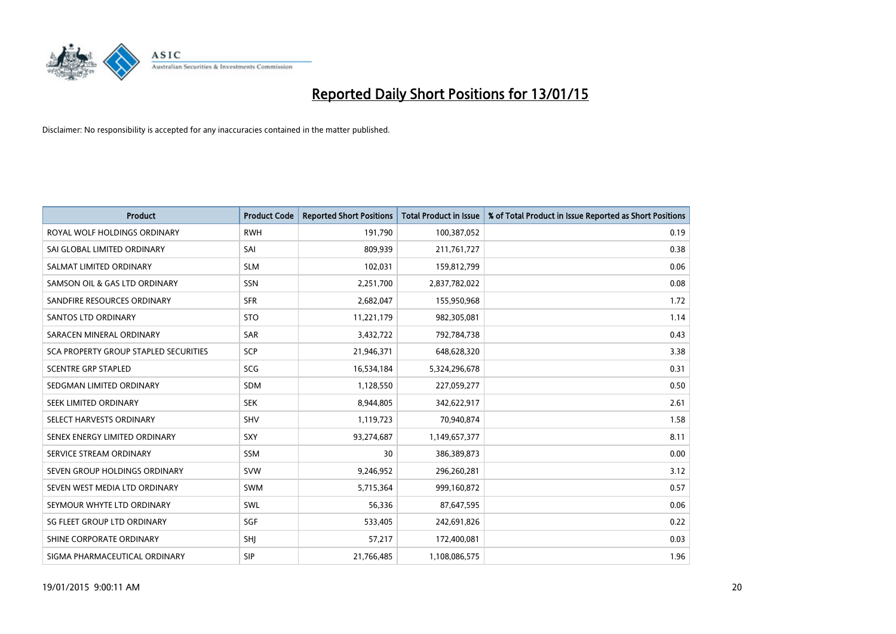# Reported Daily Short Positions for 13/01/15

Disclaimer: No responsibility is accepted for any inaccuracies contained in the matter published.

| Product | Product Code | Reported Short Positions | Total Product in Issue | % of Total Product in Issue Reported as Short Positions |
|---|---|---|---|---|
| ROYAL WOLF HOLDINGS ORDINARY | RWH | 191,790 | 100,387,052 | 0.19 |
| SAI GLOBAL LIMITED ORDINARY | SAI | 809,939 | 211,761,727 | 0.38 |
| SALMAT LIMITED ORDINARY | SLM | 102,031 | 159,812,799 | 0.06 |
| SAMSON OIL & GAS LTD ORDINARY | SSN | 2,251,700 | 2,837,782,022 | 0.08 |
| SANDFIRE RESOURCES ORDINARY | SFR | 2,682,047 | 155,950,968 | 1.72 |
| SANTOS LTD ORDINARY | STO | 11,221,179 | 982,305,081 | 1.14 |
| SARACEN MINERAL ORDINARY | SAR | 3,432,722 | 792,784,738 | 0.43 |
| SCA PROPERTY GROUP STAPLED SECURITIES | SCP | 21,946,371 | 648,628,320 | 3.38 |
| SCENTRE GRP STAPLED | SCG | 16,534,184 | 5,324,296,678 | 0.31 |
| SEDGMAN LIMITED ORDINARY | SDM | 1,128,550 | 227,059,277 | 0.50 |
| SEEK LIMITED ORDINARY | SEK | 8,944,805 | 342,622,917 | 2.61 |
| SELECT HARVESTS ORDINARY | SHV | 1,119,723 | 70,940,874 | 1.58 |
| SENEX ENERGY LIMITED ORDINARY | SXY | 93,274,687 | 1,149,657,377 | 8.11 |
| SERVICE STREAM ORDINARY | SSM | 30 | 386,389,873 | 0.00 |
| SEVEN GROUP HOLDINGS ORDINARY | SVW | 9,246,952 | 296,260,281 | 3.12 |
| SEVEN WEST MEDIA LTD ORDINARY | SWM | 5,715,364 | 999,160,872 | 0.57 |
| SEYMOUR WHYTE LTD ORDINARY | SWL | 56,336 | 87,647,595 | 0.06 |
| SG FLEET GROUP LTD ORDINARY | SGF | 533,405 | 242,691,826 | 0.22 |
| SHINE CORPORATE ORDINARY | SHJ | 57,217 | 172,400,081 | 0.03 |
| SIGMA PHARMACEUTICAL ORDINARY | SIP | 21,766,485 | 1,108,086,575 | 1.96 |

19/01/2015 9:00:11 AM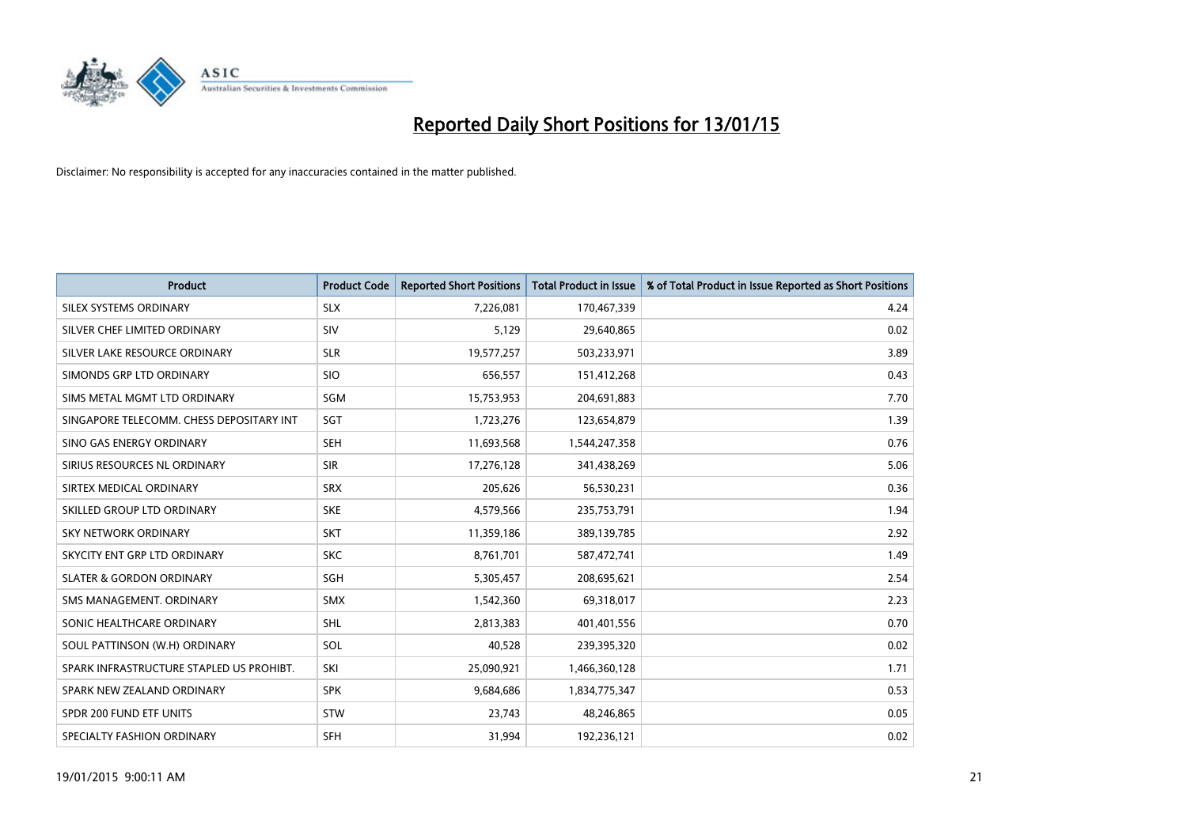# Reported Daily Short Positions for 13/01/15

Disclaimer: No responsibility is accepted for any inaccuracies contained in the matter published.

| Product | Product Code | Reported Short Positions | Total Product in Issue | % of Total Product in Issue Reported as Short Positions |
|---|---|---|---|---|
| SILEX SYSTEMS ORDINARY | SLX | 7,226,081 | 170,467,339 | 4.24 |
| SILVER CHEF LIMITED ORDINARY | SIV | 5,129 | 29,640,865 | 0.02 |
| SILVER LAKE RESOURCE ORDINARY | SLR | 19,577,257 | 503,233,971 | 3.89 |
| SIMONDS GRP LTD ORDINARY | SIO | 656,557 | 151,412,268 | 0.43 |
| SIMS METAL MGMT LTD ORDINARY | SGM | 15,753,953 | 204,691,883 | 7.70 |
| SINGAPORE TELECOMM. CHESS DEPOSITARY INT | SGT | 1,723,276 | 123,654,879 | 1.39 |
| SINO GAS ENERGY ORDINARY | SEH | 11,693,568 | 1,544,247,358 | 0.76 |
| SIRIUS RESOURCES NL ORDINARY | SIR | 17,276,128 | 341,438,269 | 5.06 |
| SIRTEX MEDICAL ORDINARY | SRX | 205,626 | 56,530,231 | 0.36 |
| SKILLED GROUP LTD ORDINARY | SKE | 4,579,566 | 235,753,791 | 1.94 |
| SKY NETWORK ORDINARY | SKT | 11,359,186 | 389,139,785 | 2.92 |
| SKYCITY ENT GRP LTD ORDINARY | SKC | 8,761,701 | 587,472,741 | 1.49 |
| SLATER & GORDON ORDINARY | SGH | 5,305,457 | 208,695,621 | 2.54 |
| SMS MANAGEMENT. ORDINARY | SMX | 1,542,360 | 69,318,017 | 2.23 |
| SONIC HEALTHCARE ORDINARY | SHL | 2,813,383 | 401,401,556 | 0.70 |
| SOUL PATTINSON (W.H) ORDINARY | SOL | 40,528 | 239,395,320 | 0.02 |
| SPARK INFRASTRUCTURE STAPLED US PROHIBT. | SKI | 25,090,921 | 1,466,360,128 | 1.71 |
| SPARK NEW ZEALAND ORDINARY | SPK | 9,684,686 | 1,834,775,347 | 0.53 |
| SPDR 200 FUND ETF UNITS | STW | 23,743 | 48,246,865 | 0.05 |
| SPECIALTY FASHION ORDINARY | SFH | 31,994 | 192,236,121 | 0.02 |

19/01/2015 9:00:11 AM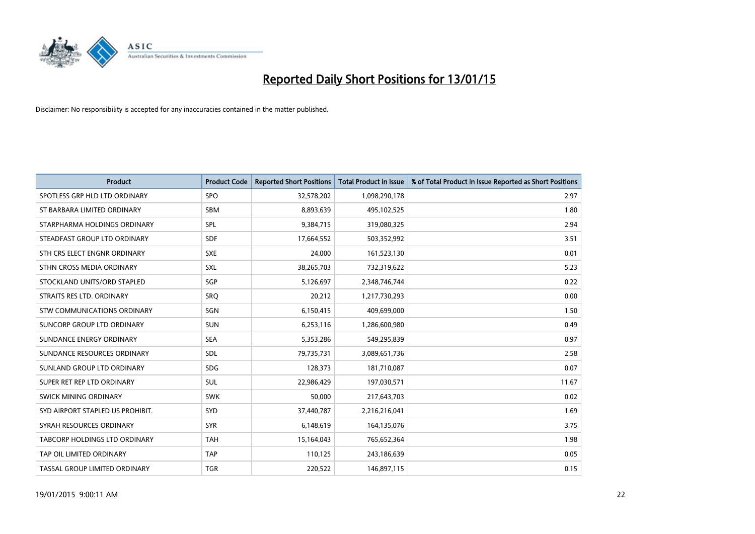# Reported Daily Short Positions for 13/01/15

Disclaimer: No responsibility is accepted for any inaccuracies contained in the matter published.

| Product | Product Code | Reported Short Positions | Total Product in Issue | % of Total Product in Issue Reported as Short Positions |
|---|---|---|---|---|
| SPOTLESS GRP HLD LTD ORDINARY | SPO | 32,578,202 | 1,098,290,178 | 2.97 |
| ST BARBARA LIMITED ORDINARY | SBM | 8,893,639 | 495,102,525 | 1.80 |
| STARPHARMA HOLDINGS ORDINARY | SPL | 9,384,715 | 319,080,325 | 2.94 |
| STEADFAST GROUP LTD ORDINARY | SDF | 17,664,552 | 503,352,992 | 3.51 |
| STH CRS ELECT ENGNR ORDINARY | SXE | 24,000 | 161,523,130 | 0.01 |
| STHN CROSS MEDIA ORDINARY | SXL | 38,265,703 | 732,319,622 | 5.23 |
| STOCKLAND UNITS/ORD STAPLED | SGP | 5,126,697 | 2,348,746,744 | 0.22 |
| STRAITS RES LTD. ORDINARY | SRQ | 20,212 | 1,217,730,293 | 0.00 |
| STW COMMUNICATIONS ORDINARY | SGN | 6,150,415 | 409,699,000 | 1.50 |
| SUNCORP GROUP LTD ORDINARY | SUN | 6,253,116 | 1,286,600,980 | 0.49 |
| SUNDANCE ENERGY ORDINARY | SEA | 5,353,286 | 549,295,839 | 0.97 |
| SUNDANCE RESOURCES ORDINARY | SDL | 79,735,731 | 3,089,651,736 | 2.58 |
| SUNLAND GROUP LTD ORDINARY | SDG | 128,373 | 181,710,087 | 0.07 |
| SUPER RET REP LTD ORDINARY | SUL | 22,986,429 | 197,030,571 | 11.67 |
| SWICK MINING ORDINARY | SWK | 50,000 | 217,643,703 | 0.02 |
| SYD AIRPORT STAPLED US PROHIBIT. | SYD | 37,440,787 | 2,216,216,041 | 1.69 |
| SYRAH RESOURCES ORDINARY | SYR | 6,148,619 | 164,135,076 | 3.75 |
| TABCORP HOLDINGS LTD ORDINARY | TAH | 15,164,043 | 765,652,364 | 1.98 |
| TAP OIL LIMITED ORDINARY | TAP | 110,125 | 243,186,639 | 0.05 |
| TASSAL GROUP LIMITED ORDINARY | TGR | 220,522 | 146,897,115 | 0.15 |

19/01/2015 9:00:11 AM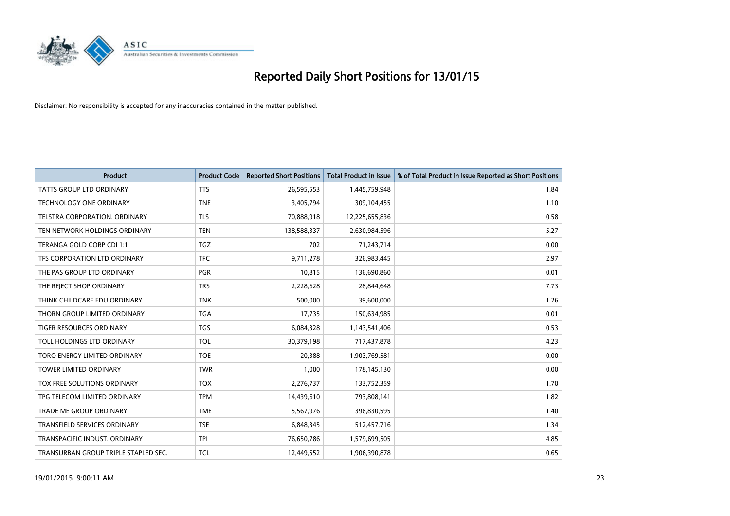# Reported Daily Short Positions for 13/01/15

Disclaimer: No responsibility is accepted for any inaccuracies contained in the matter published.

| Product | Product Code | Reported Short Positions | Total Product in Issue | % of Total Product in Issue Reported as Short Positions |
|---|---|---|---|---|
| TATTS GROUP LTD ORDINARY | TTS | 26,595,553 | 1,445,759,948 | 1.84 |
| TECHNOLOGY ONE ORDINARY | TNE | 3,405,794 | 309,104,455 | 1.10 |
| TELSTRA CORPORATION. ORDINARY | TLS | 70,888,918 | 12,225,655,836 | 0.58 |
| TEN NETWORK HOLDINGS ORDINARY | TEN | 138,588,337 | 2,630,984,596 | 5.27 |
| TERANGA GOLD CORP CDI 1:1 | TGZ | 702 | 71,243,714 | 0.00 |
| TFS CORPORATION LTD ORDINARY | TFC | 9,711,278 | 326,983,445 | 2.97 |
| THE PAS GROUP LTD ORDINARY | PGR | 10,815 | 136,690,860 | 0.01 |
| THE REJECT SHOP ORDINARY | TRS | 2,228,628 | 28,844,648 | 7.73 |
| THINK CHILDCARE EDU ORDINARY | TNK | 500,000 | 39,600,000 | 1.26 |
| THORN GROUP LIMITED ORDINARY | TGA | 17,735 | 150,634,985 | 0.01 |
| TIGER RESOURCES ORDINARY | TGS | 6,084,328 | 1,143,541,406 | 0.53 |
| TOLL HOLDINGS LTD ORDINARY | TOL | 30,379,198 | 717,437,878 | 4.23 |
| TORO ENERGY LIMITED ORDINARY | TOE | 20,388 | 1,903,769,581 | 0.00 |
| TOWER LIMITED ORDINARY | TWR | 1,000 | 178,145,130 | 0.00 |
| TOX FREE SOLUTIONS ORDINARY | TOX | 2,276,737 | 133,752,359 | 1.70 |
| TPG TELECOM LIMITED ORDINARY | TPM | 14,439,610 | 793,808,141 | 1.82 |
| TRADE ME GROUP ORDINARY | TME | 5,567,976 | 396,830,595 | 1.40 |
| TRANSFIELD SERVICES ORDINARY | TSE | 6,848,345 | 512,457,716 | 1.34 |
| TRANSPACIFIC INDUST. ORDINARY | TPI | 76,650,786 | 1,579,699,505 | 4.85 |
| TRANSURBAN GROUP TRIPLE STAPLED SEC. | TCL | 12,449,552 | 1,906,390,878 | 0.65 |

19/01/2015 9:00:11 AM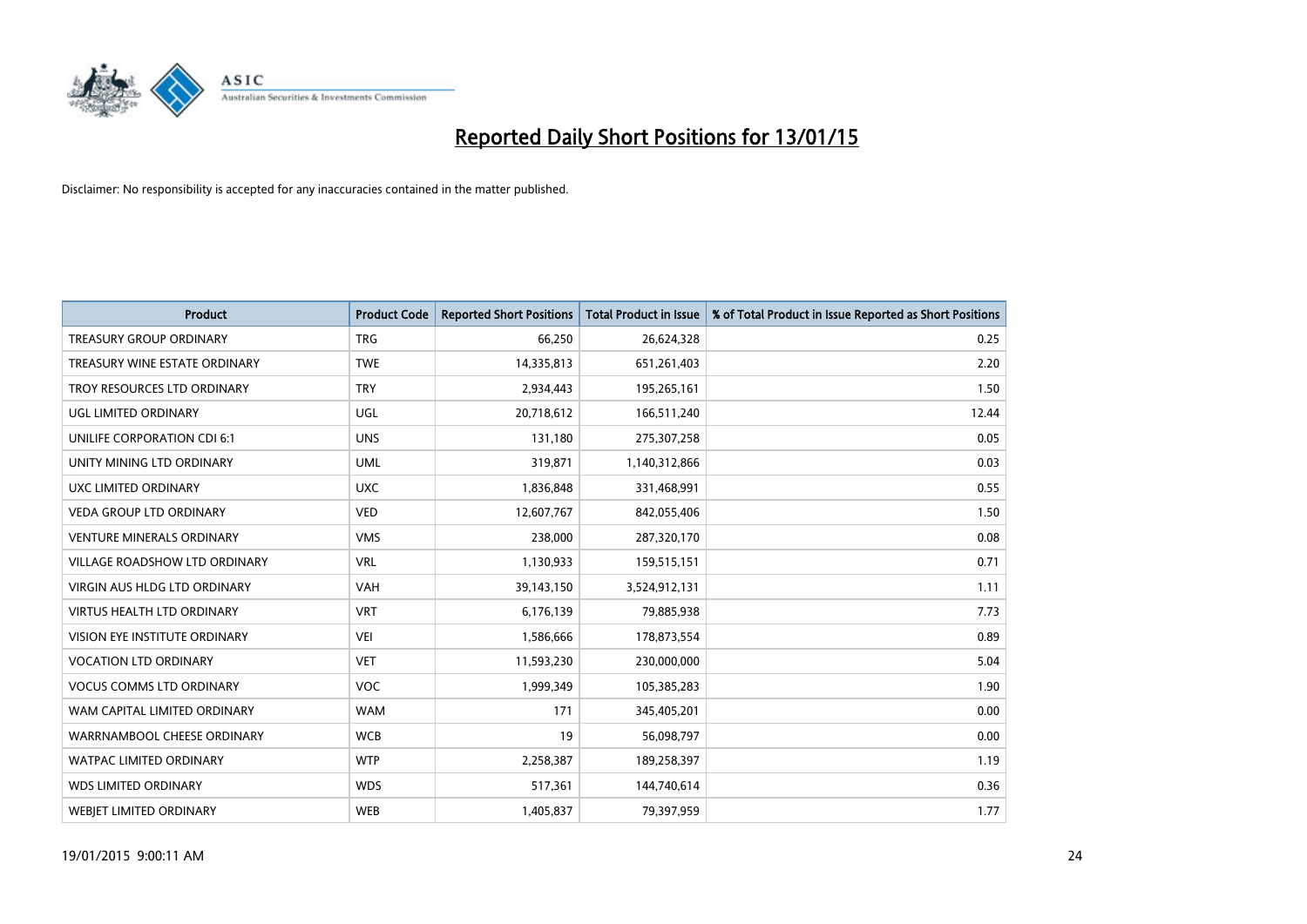# Reported Daily Short Positions for 13/01/15

Disclaimer: No responsibility is accepted for any inaccuracies contained in the matter published.

| Product | Product Code | Reported Short Positions | Total Product in Issue | % of Total Product in Issue Reported as Short Positions |
|---|---|---|---|---|
| TREASURY GROUP ORDINARY | TRG | 66,250 | 26,624,328 | 0.25 |
| TREASURY WINE ESTATE ORDINARY | TWE | 14,335,813 | 651,261,403 | 2.20 |
| TROY RESOURCES LTD ORDINARY | TRY | 2,934,443 | 195,265,161 | 1.50 |
| UGL LIMITED ORDINARY | UGL | 20,718,612 | 166,511,240 | 12.44 |
| UNILIFE CORPORATION CDI 6:1 | UNS | 131,180 | 275,307,258 | 0.05 |
| UNITY MINING LTD ORDINARY | UML | 319,871 | 1,140,312,866 | 0.03 |
| UXC LIMITED ORDINARY | UXC | 1,836,848 | 331,468,991 | 0.55 |
| VEDA GROUP LTD ORDINARY | VED | 12,607,767 | 842,055,406 | 1.50 |
| VENTURE MINERALS ORDINARY | VMS | 238,000 | 287,320,170 | 0.08 |
| VILLAGE ROADSHOW LTD ORDINARY | VRL | 1,130,933 | 159,515,151 | 0.71 |
| VIRGIN AUS HLDG LTD ORDINARY | VAH | 39,143,150 | 3,524,912,131 | 1.11 |
| VIRTUS HEALTH LTD ORDINARY | VRT | 6,176,139 | 79,885,938 | 7.73 |
| VISION EYE INSTITUTE ORDINARY | VEI | 1,586,666 | 178,873,554 | 0.89 |
| VOCATION LTD ORDINARY | VET | 11,593,230 | 230,000,000 | 5.04 |
| VOCUS COMMS LTD ORDINARY | VOC | 1,999,349 | 105,385,283 | 1.90 |
| WAM CAPITAL LIMITED ORDINARY | WAM | 171 | 345,405,201 | 0.00 |
| WARRNAMBOOL CHEESE ORDINARY | WCB | 19 | 56,098,797 | 0.00 |
| WATPAC LIMITED ORDINARY | WTP | 2,258,387 | 189,258,397 | 1.19 |
| WDS LIMITED ORDINARY | WDS | 517,361 | 144,740,614 | 0.36 |
| WEBJET LIMITED ORDINARY | WEB | 1,405,837 | 79,397,959 | 1.77 |

19/01/2015 9:00:11 AM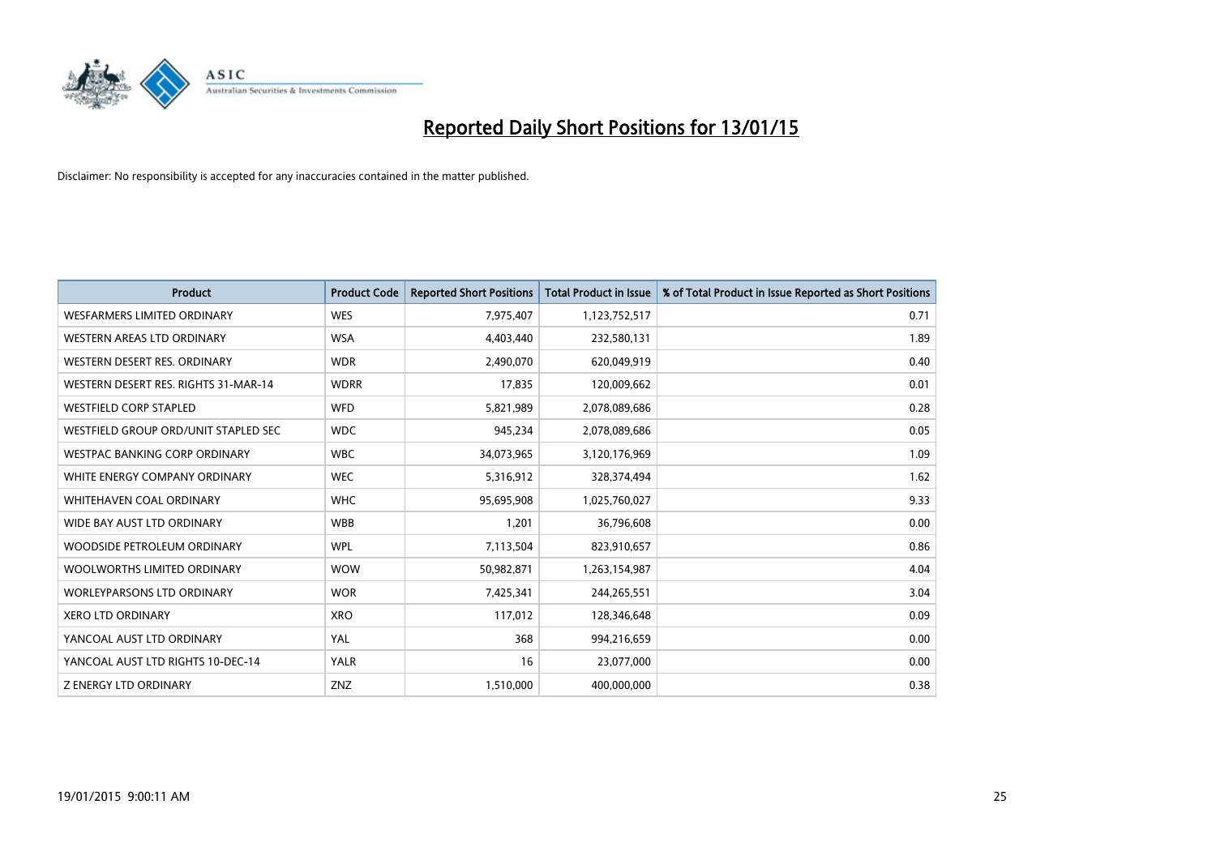# Reported Daily Short Positions for 13/01/15

Disclaimer: No responsibility is accepted for any inaccuracies contained in the matter published.

| Product | Product Code | Reported Short Positions | Total Product in Issue | % of Total Product in Issue Reported as Short Positions |
|---|---|---|---|---|
| WESFARMERS LIMITED ORDINARY | WES | 7,975,407 | 1,123,752,517 | 0.71 |
| WESTERN AREAS LTD ORDINARY | WSA | 4,403,440 | 232,580,131 | 1.89 |
| WESTERN DESERT RES. ORDINARY | WDR | 2,490,070 | 620,049,919 | 0.40 |
| WESTERN DESERT RES. RIGHTS 31-MAR-14 | WDRR | 17,835 | 120,009,662 | 0.01 |
| WESTFIELD CORP STAPLED | WFD | 5,821,989 | 2,078,089,686 | 0.28 |
| WESTFIELD GROUP ORD/UNIT STAPLED SEC | WDC | 945,234 | 2,078,089,686 | 0.05 |
| WESTPAC BANKING CORP ORDINARY | WBC | 34,073,965 | 3,120,176,969 | 1.09 |
| WHITE ENERGY COMPANY ORDINARY | WEC | 5,316,912 | 328,374,494 | 1.62 |
| WHITEHAVEN COAL ORDINARY | WHC | 95,695,908 | 1,025,760,027 | 9.33 |
| WIDE BAY AUST LTD ORDINARY | WBB | 1,201 | 36,796,608 | 0.00 |
| WOODSIDE PETROLEUM ORDINARY | WPL | 7,113,504 | 823,910,657 | 0.86 |
| WOOLWORTHS LIMITED ORDINARY | WOW | 50,982,871 | 1,263,154,987 | 4.04 |
| WORLEYPARSONS LTD ORDINARY | WOR | 7,425,341 | 244,265,551 | 3.04 |
| XERO LTD ORDINARY | XRO | 117,012 | 128,346,648 | 0.09 |
| YANCOAL AUST LTD ORDINARY | YAL | 368 | 994,216,659 | 0.00 |
| YANCOAL AUST LTD RIGHTS 10-DEC-14 | YALR | 16 | 23,077,000 | 0.00 |
| Z ENERGY LTD ORDINARY | ZNZ | 1,510,000 | 400,000,000 | 0.38 |

19/01/2015 9:00:11 AM